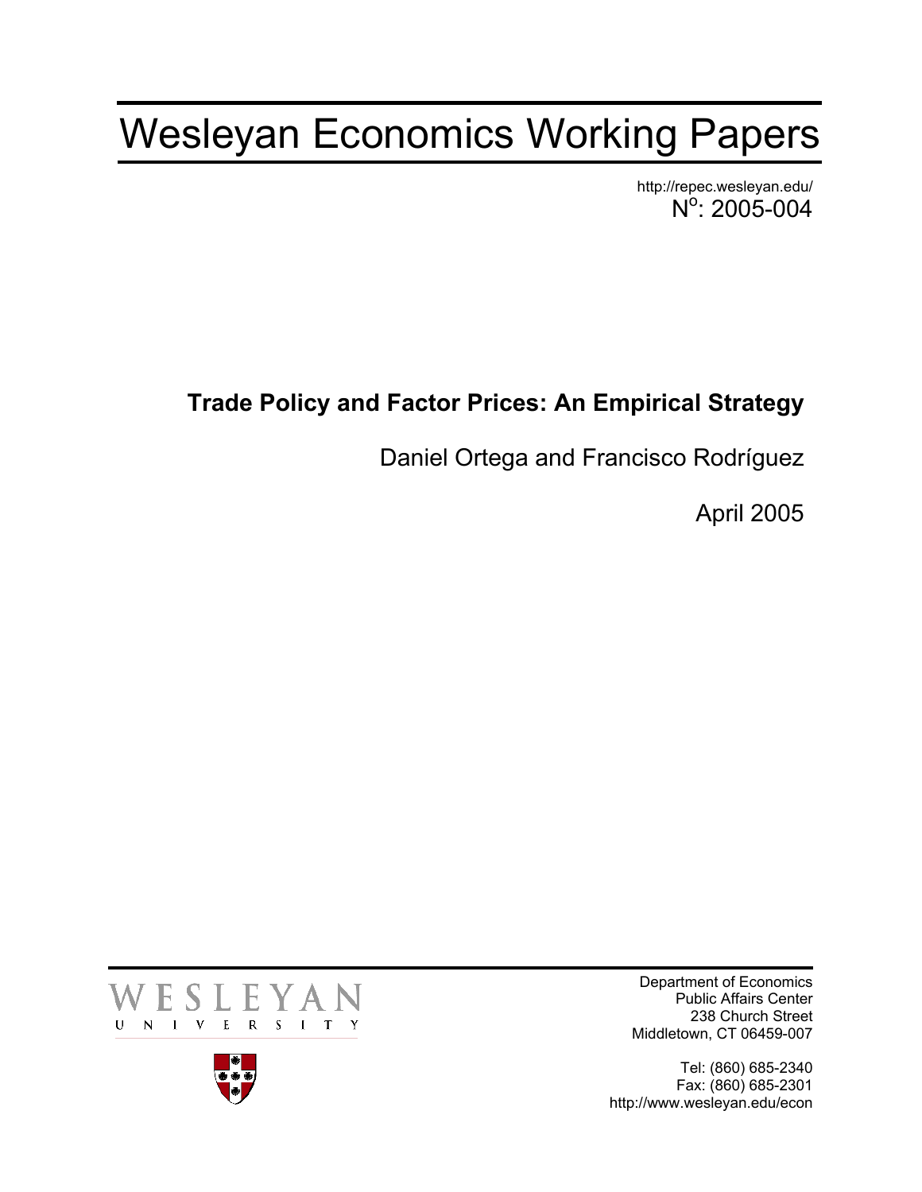# Wesleyan Economics Working Papers

http://repec.wesleyan.edu/
N$^{o}$: 2005-004

**Trade Policy and Factor Prices: An Empirical Strategy**

Daniel Ortega and Francisco Rodríguez

April 2005

WESLEYAN UNIVERSITY

Department of Economics
Public Affairs Center
238 Church Street
Middletown, CT 06459-007

Tel: (860) 685-2340
Fax: (860) 685-2301
http://www.wesleyan.edu/econ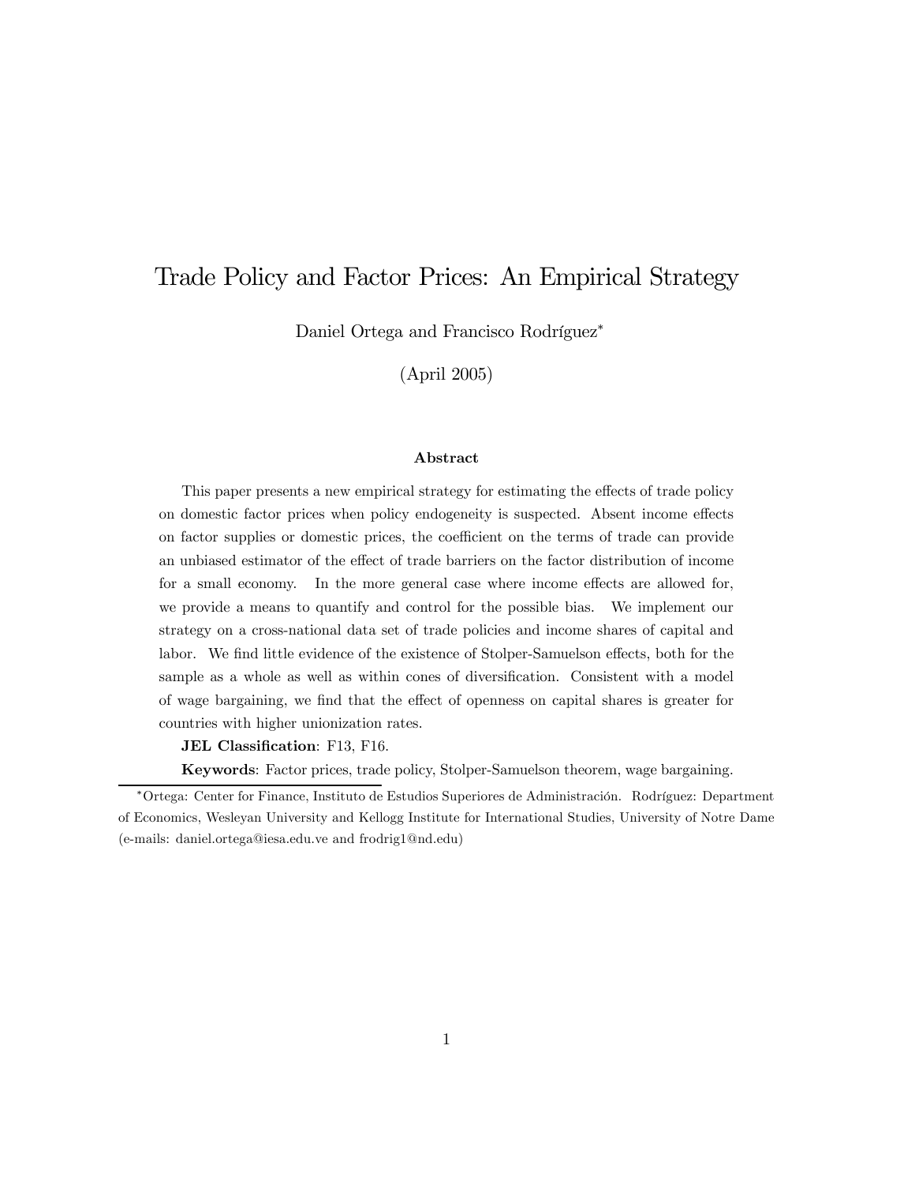# Trade Policy and Factor Prices: An Empirical Strategy

Daniel Ortega and Francisco Rodríguez*

(April 2005)

### Abstract

This paper presents a new empirical strategy for estimating the effects of trade policy on domestic factor prices when policy endogeneity is suspected. Absent income effects on factor supplies or domestic prices, the coefficient on the terms of trade can provide an unbiased estimator of the effect of trade barriers on the factor distribution of income for a small economy. In the more general case where income effects are allowed for, we provide a means to quantify and control for the possible bias. We implement our strategy on a cross-national data set of trade policies and income shares of capital and labor. We find little evidence of the existence of Stolper-Samuelson effects, both for the sample as a whole as well as within cones of diversification. Consistent with a model of wage bargaining, we find that the effect of openness on capital shares is greater for countries with higher unionization rates.

**JEL Classification**: F13, F16.

**Keywords**: Factor prices, trade policy, Stolper-Samuelson theorem, wage bargaining.

---

*Ortega: Center for Finance, Instituto de Estudios Superiores de Administración. Rodríguez: Department of Economics, Wesleyan University and Kellogg Institute for International Studies, University of Notre Dame (e-mails: daniel.ortega@iesa.edu.ve and frodrig1@nd.edu)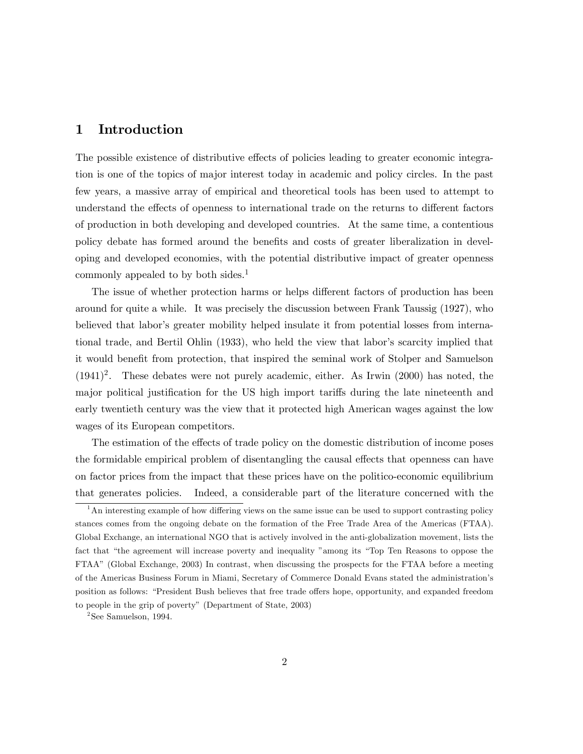# 1 Introduction

The possible existence of distributive effects of policies leading to greater economic integration is one of the topics of major interest today in academic and policy circles. In the past few years, a massive array of empirical and theoretical tools has been used to attempt to understand the effects of openness to international trade on the returns to different factors of production in both developing and developed countries. At the same time, a contentious policy debate has formed around the benefits and costs of greater liberalization in developing and developed economies, with the potential distributive impact of greater openness commonly appealed to by both sides.[1]

The issue of whether protection harms or helps different factors of production has been around for quite a while. It was precisely the discussion between Frank Taussig (1927), who believed that labor's greater mobility helped insulate it from potential losses from international trade, and Bertil Ohlin (1933), who held the view that labor's scarcity implied that it would benefit from protection, that inspired the seminal work of Stolper and Samuelson (1941)[2]. These debates were not purely academic, either. As Irwin (2000) has noted, the major political justification for the US high import tariffs during the late nineteenth and early twentieth century was the view that it protected high American wages against the low wages of its European competitors.

The estimation of the effects of trade policy on the domestic distribution of income poses the formidable empirical problem of disentangling the causal effects that openness can have on factor prices from the impact that these prices have on the politico-economic equilibrium that generates policies. Indeed, a considerable part of the literature concerned with the

[1] An interesting example of how differing views on the same issue can be used to support contrasting policy stances comes from the ongoing debate on the formation of the Free Trade Area of the Americas (FTAA). Global Exchange, an international NGO that is actively involved in the anti-globalization movement, lists the fact that "the agreement will increase poverty and inequality "among its "Top Ten Reasons to oppose the FTAA" (Global Exchange, 2003) In contrast, when discussing the prospects for the FTAA before a meeting of the Americas Business Forum in Miami, Secretary of Commerce Donald Evans stated the administration's position as follows: "President Bush believes that free trade offers hope, opportunity, and expanded freedom to people in the grip of poverty" (Department of State, 2003)

[2] See Samuelson, 1994.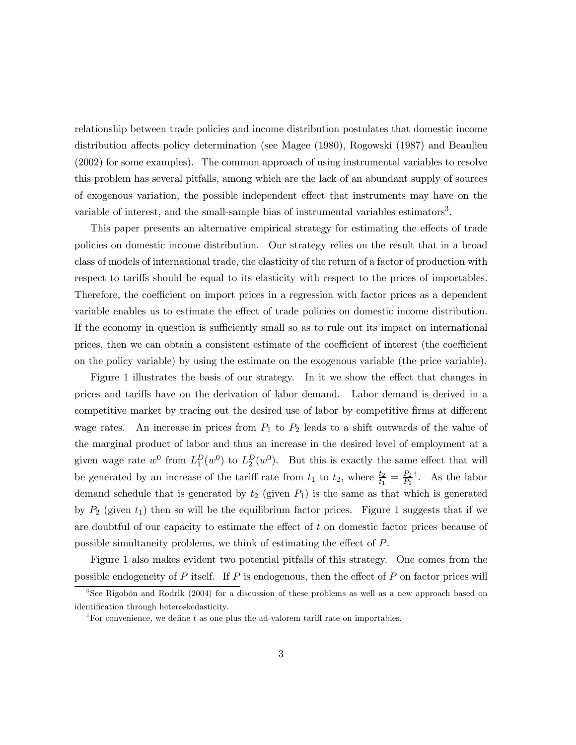relationship between trade policies and income distribution postulates that domestic income distribution affects policy determination (see Magee (1980), Rogowski (1987) and Beaulieu (2002) for some examples). The common approach of using instrumental variables to resolve this problem has several pitfalls, among which are the lack of an abundant supply of sources of exogenous variation, the possible independent effect that instruments may have on the variable of interest, and the small-sample bias of instrumental variables estimators[3].

This paper presents an alternative empirical strategy for estimating the effects of trade policies on domestic income distribution. Our strategy relies on the result that in a broad class of models of international trade, the elasticity of the return of a factor of production with respect to tariffs should be equal to its elasticity with respect to the prices of importables. Therefore, the coefficient on import prices in a regression with factor prices as a dependent variable enables us to estimate the effect of trade policies on domestic income distribution. If the economy in question is sufficiently small so as to rule out its impact on international prices, then we can obtain a consistent estimate of the coefficient of interest (the coefficient on the policy variable) by using the estimate on the exogenous variable (the price variable).

Figure 1 illustrates the basis of our strategy. In it we show the effect that changes in prices and tariffs have on the derivation of labor demand. Labor demand is derived in a competitive market by tracing out the desired use of labor by competitive firms at different wage rates. An increase in prices from $P_1$ to $P_2$ leads to a shift outwards of the value of the marginal product of labor and thus an increase in the desired level of employment at a given wage rate $w^0$ from $L_1^D(w^0)$ to $L_2^D(w^0)$. But this is exactly the same effect that will be generated by an increase of the tariff rate from $t_1$ to $t_2$, where $\frac{t_2}{t_1} = \frac{P_2}{P_1}$[4]. As the labor demand schedule that is generated by $t_2$ (given $P_1$) is the same as that which is generated by $P_2$ (given $t_1$) then so will be the equilibrium factor prices. Figure 1 suggests that if we are doubtful of our capacity to estimate the effect of $t$ on domestic factor prices because of possible simultaneity problems, we think of estimating the effect of $P$.

Figure 1 also makes evident two potential pitfalls of this strategy. One comes from the possible endogeneity of $P$ itself. If $P$ is endogenous, then the effect of $P$ on factor prices will

[3]See Rigobón and Rodrik (2004) for a discussion of these problems as well as a new approach based on identification through heteroskedasticity.

[4]For convenience, we define $t$ as one plus the ad-valorem tariff rate on importables.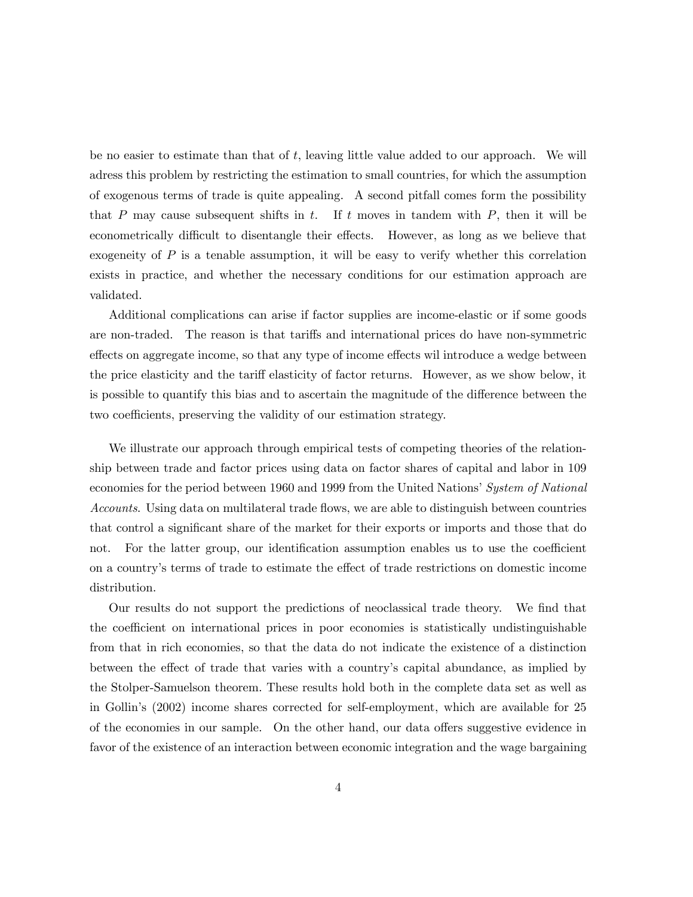be no easier to estimate than that of $t$, leaving little value added to our approach. We will adress this problem by restricting the estimation to small countries, for which the assumption of exogenous terms of trade is quite appealing. A second pitfall comes form the possibility that $P$ may cause subsequent shifts in $t$. If $t$ moves in tandem with $P$, then it will be econometrically difficult to disentangle their effects. However, as long as we believe that exogeneity of $P$ is a tenable assumption, it will be easy to verify whether this correlation exists in practice, and whether the necessary conditions for our estimation approach are validated.

Additional complications can arise if factor supplies are income-elastic or if some goods are non-traded. The reason is that tariffs and international prices do have non-symmetric effects on aggregate income, so that any type of income effects wil introduce a wedge between the price elasticity and the tariff elasticity of factor returns. However, as we show below, it is possible to quantify this bias and to ascertain the magnitude of the difference between the two coefficients, preserving the validity of our estimation strategy.

We illustrate our approach through empirical tests of competing theories of the relationship between trade and factor prices using data on factor shares of capital and labor in 109 economies for the period between 1960 and 1999 from the United Nations' *System of National Accounts*. Using data on multilateral trade flows, we are able to distinguish between countries that control a significant share of the market for their exports or imports and those that do not. For the latter group, our identification assumption enables us to use the coefficient on a country's terms of trade to estimate the effect of trade restrictions on domestic income distribution.

Our results do not support the predictions of neoclassical trade theory. We find that the coefficient on international prices in poor economies is statistically undistinguishable from that in rich economies, so that the data do not indicate the existence of a distinction between the effect of trade that varies with a country's capital abundance, as implied by the Stolper-Samuelson theorem. These results hold both in the complete data set as well as in Gollin's (2002) income shares corrected for self-employment, which are available for 25 of the economies in our sample. On the other hand, our data offers suggestive evidence in favor of the existence of an interaction between economic integration and the wage bargaining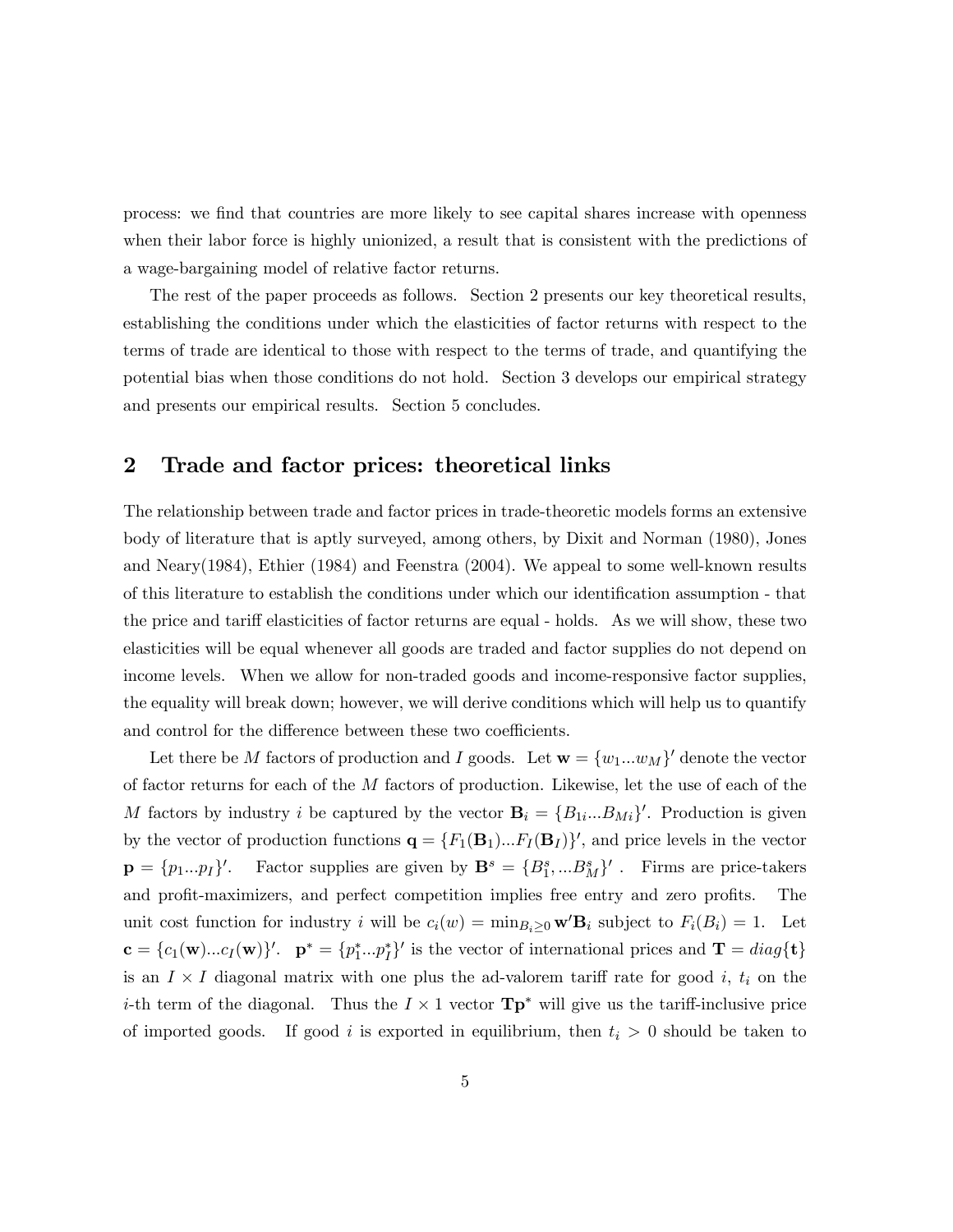process: we find that countries are more likely to see capital shares increase with openness when their labor force is highly unionized, a result that is consistent with the predictions of a wage-bargaining model of relative factor returns.

The rest of the paper proceeds as follows. Section 2 presents our key theoretical results, establishing the conditions under which the elasticities of factor returns with respect to the terms of trade are identical to those with respect to the terms of trade, and quantifying the potential bias when those conditions do not hold. Section 3 develops our empirical strategy and presents our empirical results. Section 5 concludes.

## 2 Trade and factor prices: theoretical links

The relationship between trade and factor prices in trade-theoretic models forms an extensive body of literature that is aptly surveyed, among others, by Dixit and Norman (1980), Jones and Neary(1984), Ethier (1984) and Feenstra (2004). We appeal to some well-known results of this literature to establish the conditions under which our identification assumption - that the price and tariff elasticities of factor returns are equal - holds. As we will show, these two elasticities will be equal whenever all goods are traded and factor supplies do not depend on income levels. When we allow for non-traded goods and income-responsive factor supplies, the equality will break down; however, we will derive conditions which will help us to quantify and control for the difference between these two coefficients.

Let there be $M$ factors of production and $I$ goods. Let $\mathbf{w} = \{w_1...w_M\}'$ denote the vector of factor returns for each of the $M$ factors of production. Likewise, let the use of each of the $M$ factors by industry $i$ be captured by the vector $\mathbf{B}_i = \{B_{1i}...B_{Mi}\}'$. Production is given by the vector of production functions $\mathbf{q} = \{F_1(\mathbf{B}_1)...F_I(\mathbf{B}_I)\}'$, and price levels in the vector $\mathbf{p} = \{p_1...p_I\}'$. Factor supplies are given by $\mathbf{B}^s = \{B_1^s, ...B_M^s\}'$. Firms are price-takers and profit-maximizers, and perfect competition implies free entry and zero profits. The unit cost function for industry $i$ will be $c_i(w) = \min_{B_i \geq 0} \mathbf{w}'\mathbf{B}_i$ subject to $F_i(B_i) = 1$. Let $\mathbf{c} = \{c_1(\mathbf{w})...c_I(\mathbf{w})\}'$. $\mathbf{p}^* = \{p_1^*...p_I^*\}'$ is the vector of international prices and $\mathbf{T} = diag\{\mathbf{t}\}$ is an $I \times I$ diagonal matrix with one plus the ad-valorem tariff rate for good $i$, $t_i$ on the $i$-th term of the diagonal. Thus the $I \times 1$ vector $\mathbf{Tp}^*$ will give us the tariff-inclusive price of imported goods. If good $i$ is exported in equilibrium, then $t_i > 0$ should be taken to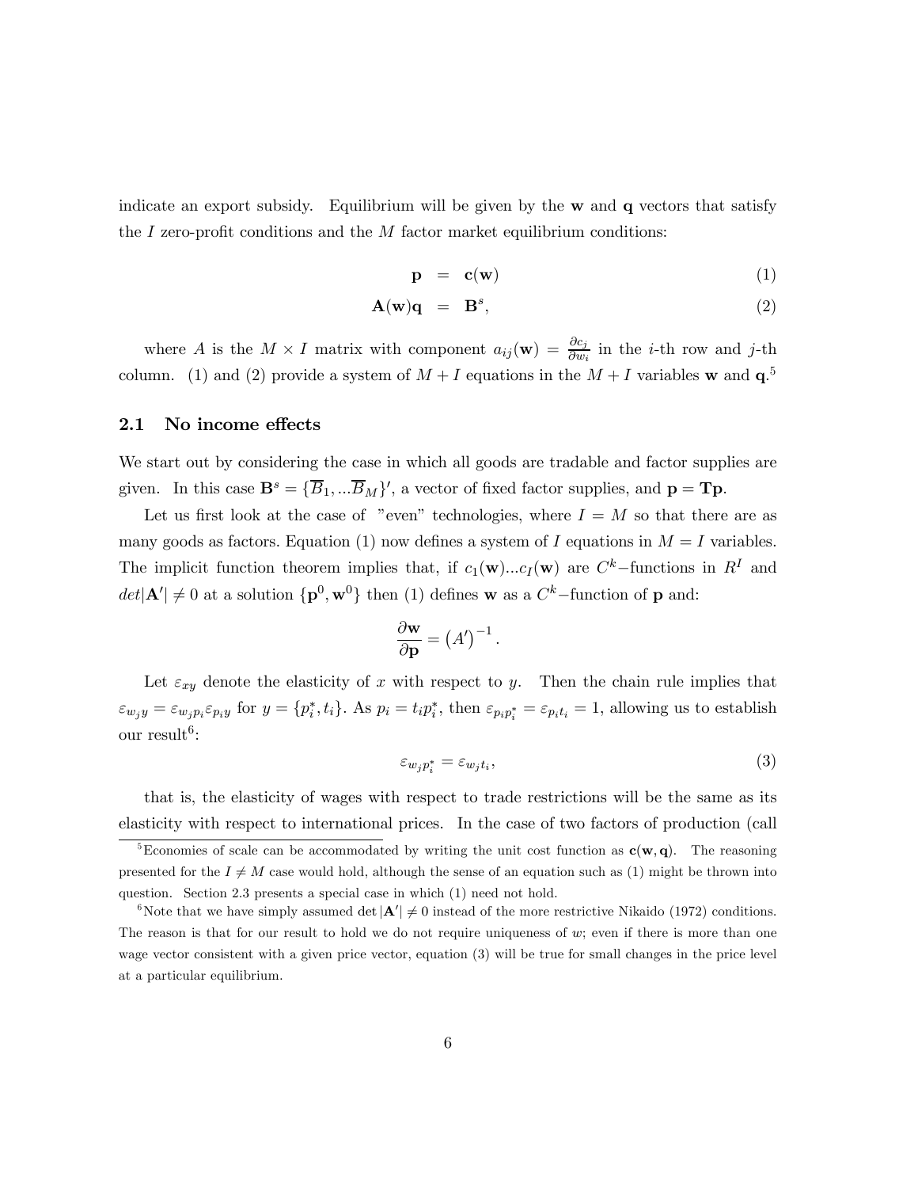indicate an export subsidy. Equilibrium will be given by the $\mathbf{w}$ and $\mathbf{q}$ vectors that satisfy the $I$ zero-profit conditions and the $M$ factor market equilibrium conditions:

$$\mathbf{p} = \mathbf{c}(\mathbf{w}) \tag{1}$$

$$\mathbf{A}(\mathbf{w})\mathbf{q} = \mathbf{B}^s, \tag{2}$$

where $A$ is the $M \times I$ matrix with component $a_{ij}(\mathbf{w}) = \frac{\partial c_j}{\partial w_i}$ in the $i$-th row and $j$-th column. (1) and (2) provide a system of $M + I$ equations in the $M + I$ variables $\mathbf{w}$ and $\mathbf{q}$.[5]

## 2.1 No income effects

We start out by considering the case in which all goods are tradable and factor supplies are given. In this case $\mathbf{B}^s = \{\overline{B}_1, ...\overline{B}_M\}'$, a vector of fixed factor supplies, and $\mathbf{p} = \mathbf{Tp}$.

Let us first look at the case of "even" technologies, where $I = M$ so that there are as many goods as factors. Equation (1) now defines a system of $I$ equations in $M = I$ variables. The implicit function theorem implies that, if $c_1(\mathbf{w})...c_I(\mathbf{w})$ are $C^k-$functions in $R^I$ and $det|\mathbf{A}'| \neq 0$ at a solution $\{\mathbf{p}^0, \mathbf{w}^0\}$ then (1) defines $\mathbf{w}$ as a $C^k-$function of $\mathbf{p}$ and:

$$\frac{\partial \mathbf{w}}{\partial \mathbf{p}} = \left(A'\right)^{-1}.$$

Let $\varepsilon_{xy}$ denote the elasticity of $x$ with respect to $y$. Then the chain rule implies that $\varepsilon_{w_j y} = \varepsilon_{w_j p_i} \varepsilon_{p_i y}$ for $y = \{p_i^*, t_i\}$. As $p_i = t_i p_i^*$, then $\varepsilon_{p_i p_i^*} = \varepsilon_{p_i t_i} = 1$, allowing us to establish our result[6]:

$$\varepsilon_{w_j p_i^*} = \varepsilon_{w_j t_i}, \tag{3}$$

that is, the elasticity of wages with respect to trade restrictions will be the same as its elasticity with respect to international prices. In the case of two factors of production (call

[5] Economies of scale can be accommodated by writing the unit cost function as $\mathbf{c}(\mathbf{w}, \mathbf{q})$. The reasoning presented for the $I \neq M$ case would hold, although the sense of an equation such as (1) might be thrown into question. Section 2.3 presents a special case in which (1) need not hold.

[6] Note that we have simply assumed $\det |\mathbf{A}'| \neq 0$ instead of the more restrictive Nikaido (1972) conditions. The reason is that for our result to hold we do not require uniqueness of $w$; even if there is more than one wage vector consistent with a given price vector, equation (3) will be true for small changes in the price level at a particular equilibrium.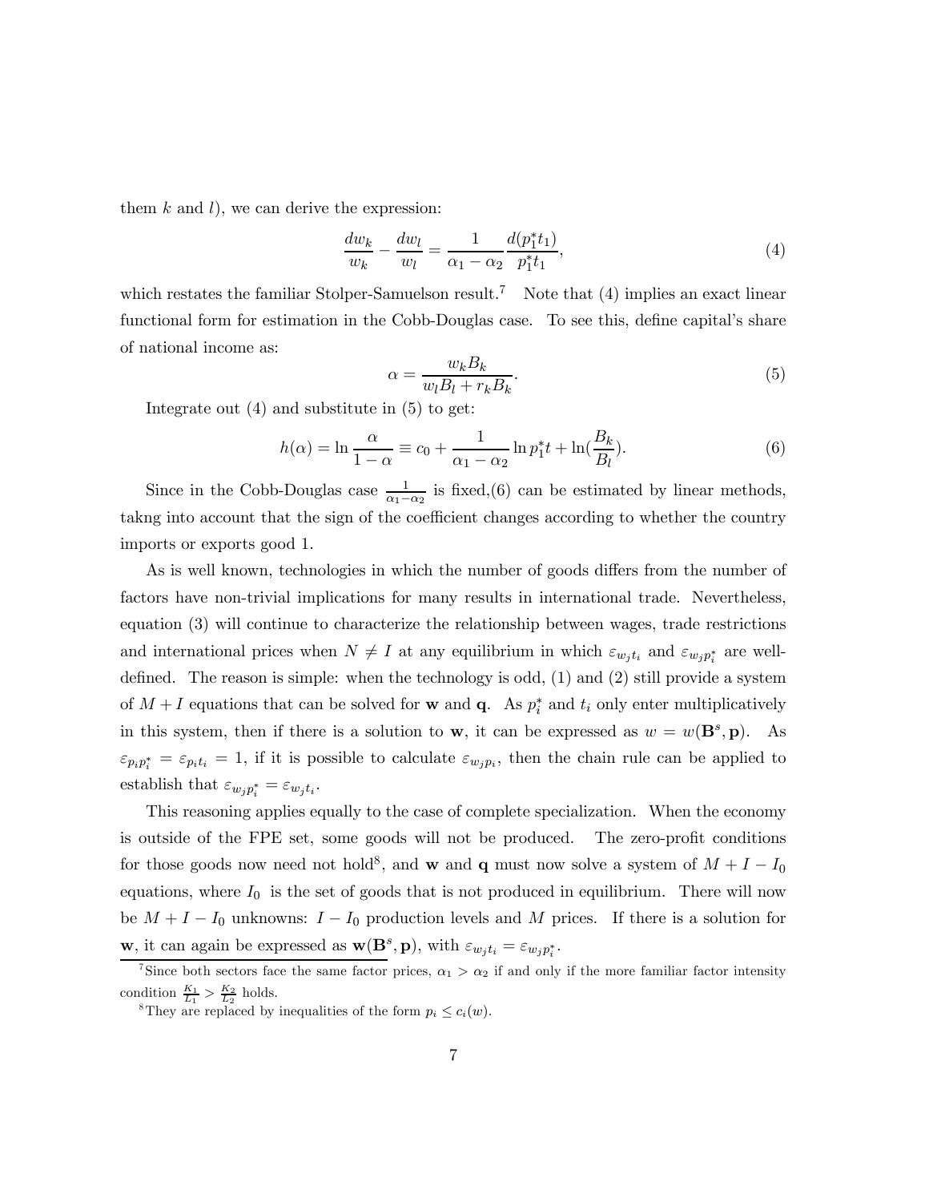them $k$ and $l$), we can derive the expression:

$$\frac{dw_k}{w_k} - \frac{dw_l}{w_l} = \frac{1}{\alpha_1 - \alpha_2} \frac{d(p_1^* t_1)}{p_1^* t_1}, \tag{4}$$

which restates the familiar Stolper-Samuelson result.[7] Note that (4) implies an exact linear functional form for estimation in the Cobb-Douglas case. To see this, define capital's share of national income as:

$$\alpha = \frac{w_k B_k}{w_l B_l + r_k B_k}. \tag{5}$$

Integrate out (4) and substitute in (5) to get:

$$h(\alpha) = \ln \frac{\alpha}{1-\alpha} \equiv c_0 + \frac{1}{\alpha_1 - \alpha_2} \ln p_1^* t + \ln(\frac{B_k}{B_l}). \tag{6}$$

Since in the Cobb-Douglas case $\frac{1}{\alpha_1 - \alpha_2}$ is fixed,(6) can be estimated by linear methods, takng into account that the sign of the coefficient changes according to whether the country imports or exports good 1.

As is well known, technologies in which the number of goods differs from the number of factors have non-trivial implications for many results in international trade. Nevertheless, equation (3) will continue to characterize the relationship between wages, trade restrictions and international prices when $N \neq I$ at any equilibrium in which $\varepsilon_{w_j t_i}$ and $\varepsilon_{w_j p_i^*}$ are well-defined. The reason is simple: when the technology is odd, (1) and (2) still provide a system of $M + I$ equations that can be solved for $\mathbf{w}$ and $\mathbf{q}$. As $p_i^*$ and $t_i$ only enter multiplicatively in this system, then if there is a solution to $\mathbf{w}$, it can be expressed as $w = w(\mathbf{B}^s, \mathbf{p})$. As $\varepsilon_{p_i p_i^*} = \varepsilon_{p_i t_i} = 1$, if it is possible to calculate $\varepsilon_{w_j p_i}$, then the chain rule can be applied to establish that $\varepsilon_{w_j p_i^*} = \varepsilon_{w_j t_i}$.

This reasoning applies equally to the case of complete specialization. When the economy is outside of the FPE set, some goods will not be produced. The zero-profit conditions for those goods now need not hold[8], and $\mathbf{w}$ and $\mathbf{q}$ must now solve a system of $M + I - I_0$ equations, where $I_0$ is the set of goods that is not produced in equilibrium. There will now be $M + I - I_0$ unknowns: $I - I_0$ production levels and $M$ prices. If there is a solution for $\mathbf{w}$, it can again be expressed as $\mathbf{w}(\mathbf{B}^s, \mathbf{p})$, with $\varepsilon_{w_j t_i} = \varepsilon_{w_j p_i^*}$.

[7] Since both sectors face the same factor prices, $\alpha_1 > \alpha_2$ if and only if the more familiar factor intensity condition $\frac{K_1}{L_1} > \frac{K_2}{L_2}$ holds.

[8] They are replaced by inequalities of the form $p_i \leq c_i(w)$.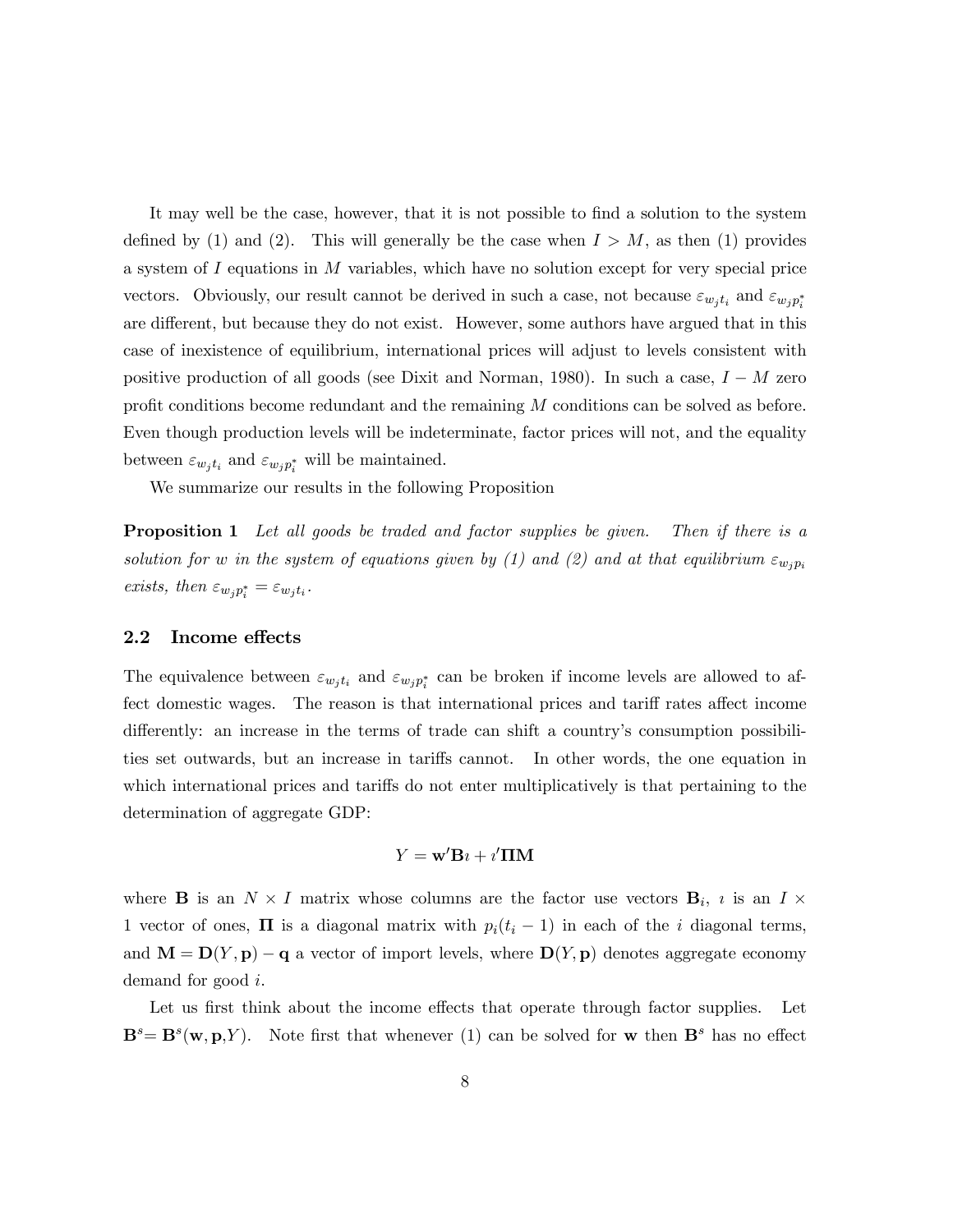It may well be the case, however, that it is not possible to find a solution to the system defined by (1) and (2). This will generally be the case when $I > M$, as then (1) provides a system of $I$ equations in $M$ variables, which have no solution except for very special price vectors. Obviously, our result cannot be derived in such a case, not because $\varepsilon_{w_j t_i}$ and $\varepsilon_{w_j p_i^*}$ are different, but because they do not exist. However, some authors have argued that in this case of inexistence of equilibrium, international prices will adjust to levels consistent with positive production of all goods (see Dixit and Norman, 1980). In such a case, $I - M$ zero profit conditions become redundant and the remaining $M$ conditions can be solved as before. Even though production levels will be indeterminate, factor prices will not, and the equality between $\varepsilon_{w_j t_i}$ and $\varepsilon_{w_j p_i^*}$ will be maintained.

We summarize our results in the following Proposition

**Proposition 1** *Let all goods be traded and factor supplies be given. Then if there is a solution for $w$ in the system of equations given by (1) and (2) and at that equilibrium $\varepsilon_{w_j p_i}$ exists, then $\varepsilon_{w_j p_i^*} = \varepsilon_{w_j t_i}$.*

## 2.2 Income effects

The equivalence between $\varepsilon_{w_j t_i}$ and $\varepsilon_{w_j p_i^*}$ can be broken if income levels are allowed to affect domestic wages. The reason is that international prices and tariff rates affect income differently: an increase in the terms of trade can shift a country's consumption possibilities set outwards, but an increase in tariffs cannot. In other words, the one equation in which international prices and tariffs do not enter multiplicatively is that pertaining to the determination of aggregate GDP:

$$Y = \mathbf{w}'\mathbf{B}\imath + \imath'\mathbf{\Pi}\mathbf{M}$$

where $\mathbf{B}$ is an $N \times I$ matrix whose columns are the factor use vectors $\mathbf{B}_i$, $\imath$ is an $I \times 1$ vector of ones, $\mathbf{\Pi}$ is a diagonal matrix with $p_i(t_i - 1)$ in each of the $i$ diagonal terms, and $\mathbf{M} = \mathbf{D}(Y, \mathbf{p}) - \mathbf{q}$ a vector of import levels, where $\mathbf{D}(Y, \mathbf{p})$ denotes aggregate economy demand for good $i$.

Let us first think about the income effects that operate through factor supplies. Let $\mathbf{B}^s = \mathbf{B}^s(\mathbf{w}, \mathbf{p}, Y)$. Note first that whenever (1) can be solved for $\mathbf{w}$ then $\mathbf{B}^s$ has no effect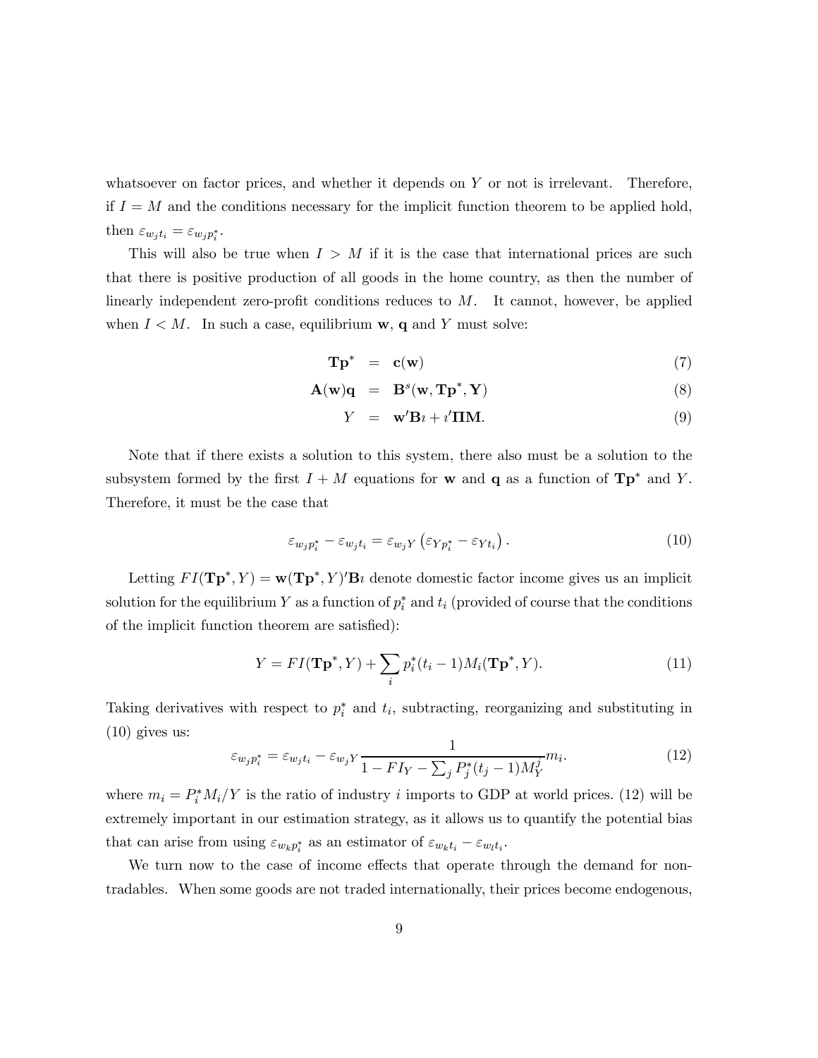whatsoever on factor prices, and whether it depends on $Y$ or not is irrelevant. Therefore, if $I = M$ and the conditions necessary for the implicit function theorem to be applied hold, then $\varepsilon_{w_j t_i} = \varepsilon_{w_j p_i^*}$.

This will also be true when $I > M$ if it is the case that international prices are such that there is positive production of all goods in the home country, as then the number of linearly independent zero-profit conditions reduces to $M$. It cannot, however, be applied when $I < M$. In such a case, equilibrium $\mathbf{w}$, $\mathbf{q}$ and $Y$ must solve:

$$\mathbf{T}\mathbf{p}^* = \mathbf{c}(\mathbf{w}) \tag{7}$$

$$\mathbf{A}(\mathbf{w})\mathbf{q} = \mathbf{B}^s(\mathbf{w}, \mathbf{T}\mathbf{p}^*, \mathbf{Y}) \tag{8}$$

$$Y = \mathbf{w}'\mathbf{B}\imath + \imath'\mathbf{\Pi}\mathbf{M}. \tag{9}$$

Note that if there exists a solution to this system, there also must be a solution to the subsystem formed by the first $I + M$ equations for $\mathbf{w}$ and $\mathbf{q}$ as a function of $\mathbf{T}\mathbf{p}^*$ and $Y$. Therefore, it must be the case that

$$\varepsilon_{w_j p_i^*} - \varepsilon_{w_j t_i} = \varepsilon_{w_j Y}\left(\varepsilon_{Y p_i^*} - \varepsilon_{Y t_i}\right). \tag{10}$$

Letting $FI(\mathbf{T}\mathbf{p}^*, Y) = \mathbf{w}(\mathbf{T}\mathbf{p}^*, Y)'\mathbf{B}\imath$ denote domestic factor income gives us an implicit solution for the equilibrium $Y$ as a function of $p_i^*$ and $t_i$ (provided of course that the conditions of the implicit function theorem are satisfied):

$$Y = FI(\mathbf{T}\mathbf{p}^*, Y) + \sum_i p_i^*(t_i - 1)M_i(\mathbf{T}\mathbf{p}^*, Y). \tag{11}$$

Taking derivatives with respect to $p_i^*$ and $t_i$, subtracting, reorganizing and substituting in (10) gives us:

$$\varepsilon_{w_j p_i^*} = \varepsilon_{w_j t_i} - \varepsilon_{w_j Y}\frac{1}{1 - FI_Y - \sum_j P_j^*(t_j - 1)M_Y^j}m_i. \tag{12}$$

where $m_i = P_i^* M_i / Y$ is the ratio of industry $i$ imports to GDP at world prices. (12) will be extremely important in our estimation strategy, as it allows us to quantify the potential bias that can arise from using $\varepsilon_{w_k p_i^*}$ as an estimator of $\varepsilon_{w_k t_i} - \varepsilon_{w_l t_i}$.

We turn now to the case of income effects that operate through the demand for non-tradables. When some goods are not traded internationally, their prices become endogenous,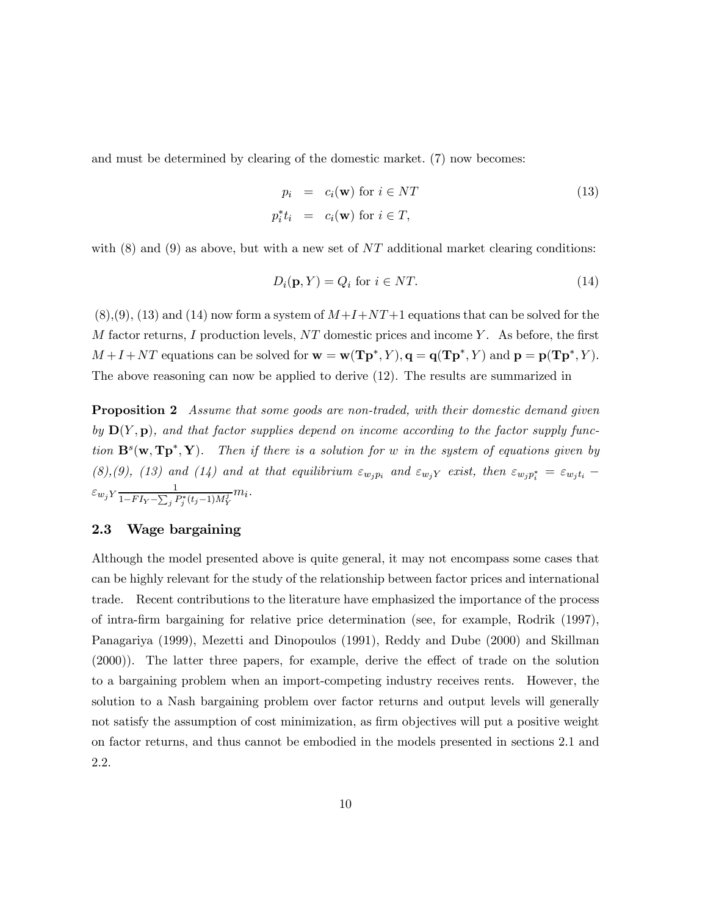and must be determined by clearing of the domestic market. (7) now becomes:

$$
\begin{aligned}
p_i &= c_i(\mathbf{w}) \text{ for } i \in NT \\
p_i^* t_i &= c_i(\mathbf{w}) \text{ for } i \in T,
\end{aligned}
\tag{13}
$$

with (8) and (9) as above, but with a new set of $NT$ additional market clearing conditions:

$$
D_i(\mathbf{p}, Y) = Q_i \text{ for } i \in NT. \tag{14}
$$

(8),(9), (13) and (14) now form a system of $M+I+NT+1$ equations that can be solved for the $M$ factor returns, $I$ production levels, $NT$ domestic prices and income $Y$. As before, the first $M+I+NT$ equations can be solved for $\mathbf{w} = \mathbf{w}(\mathbf{Tp}^*, Y), \mathbf{q} = \mathbf{q}(\mathbf{Tp}^*, Y)$ and $\mathbf{p} = \mathbf{p}(\mathbf{Tp}^*, Y)$. The above reasoning can now be applied to derive (12). The results are summarized in

**Proposition 2** *Assume that some goods are non-traded, with their domestic demand given by $\mathbf{D}(Y, \mathbf{p})$, and that factor supplies depend on income according to the factor supply function $\mathbf{B}^s(\mathbf{w}, \mathbf{Tp}^*, \mathbf{Y})$. Then if there is a solution for $w$ in the system of equations given by (8),(9), (13) and (14) and at that equilibrium $\varepsilon_{w_j p_i}$ and $\varepsilon_{w_j Y}$ exist, then $\varepsilon_{w_j p_i^*} = \varepsilon_{w_j t_i} - \varepsilon_{w_j Y} \frac{1}{1 - FI_Y - \sum_j P_j^*(t_j - 1) M_Y^j} m_i$.*

## 2.3 Wage bargaining

Although the model presented above is quite general, it may not encompass some cases that can be highly relevant for the study of the relationship between factor prices and international trade. Recent contributions to the literature have emphasized the importance of the process of intra-firm bargaining for relative price determination (see, for example, Rodrik (1997), Panagariya (1999), Mezetti and Dinopoulos (1991), Reddy and Dube (2000) and Skillman (2000)). The latter three papers, for example, derive the effect of trade on the solution to a bargaining problem when an import-competing industry receives rents. However, the solution to a Nash bargaining problem over factor returns and output levels will generally not satisfy the assumption of cost minimization, as firm objectives will put a positive weight on factor returns, and thus cannot be embodied in the models presented in sections 2.1 and 2.2.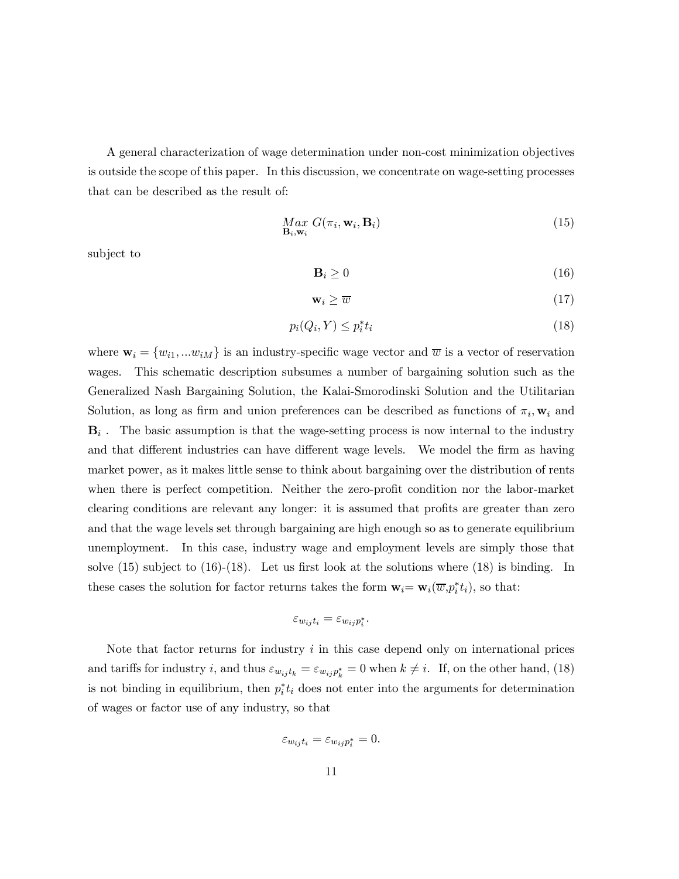A general characterization of wage determination under non-cost minimization objectives is outside the scope of this paper. In this discussion, we concentrate on wage-setting processes that can be described as the result of:

$$\underset{\mathbf{B}_i, \mathbf{w}_i}{Max} \; G(\pi_i, \mathbf{w}_i, \mathbf{B}_i) \tag{15}$$

subject to

$$\mathbf{B}_i \geq 0 \tag{16}$$

$$\mathbf{w}_i \geq \overline{w} \tag{17}$$

$$p_i(Q_i, Y) \leq p_i^* t_i \tag{18}$$

where $\mathbf{w}_i = \{w_{i1}, ...w_{iM}\}$ is an industry-specific wage vector and $\overline{w}$ is a vector of reservation wages. This schematic description subsumes a number of bargaining solution such as the Generalized Nash Bargaining Solution, the Kalai-Smorodinski Solution and the Utilitarian Solution, as long as firm and union preferences can be described as functions of $\pi_i, \mathbf{w}_i$ and $\mathbf{B}_i$ . The basic assumption is that the wage-setting process is now internal to the industry and that different industries can have different wage levels. We model the firm as having market power, as it makes little sense to think about bargaining over the distribution of rents when there is perfect competition. Neither the zero-profit condition nor the labor-market clearing conditions are relevant any longer: it is assumed that profits are greater than zero and that the wage levels set through bargaining are high enough so as to generate equilibrium unemployment. In this case, industry wage and employment levels are simply those that solve (15) subject to (16)-(18). Let us first look at the solutions where (18) is binding. In these cases the solution for factor returns takes the form $\mathbf{w}_i = \mathbf{w}_i(\overline{w}, p_i^* t_i)$, so that:

$$\varepsilon_{w_{ij}t_i} = \varepsilon_{w_{ij}p_i^*}.$$

Note that factor returns for industry $i$ in this case depend only on international prices and tariffs for industry $i$, and thus $\varepsilon_{w_{ij}t_k} = \varepsilon_{w_{ij}p_k^*} = 0$ when $k \neq i$. If, on the other hand, (18) is not binding in equilibrium, then $p_i^* t_i$ does not enter into the arguments for determination of wages or factor use of any industry, so that

$$\varepsilon_{w_{ij}t_i} = \varepsilon_{w_{ij}p_i^*} = 0.$$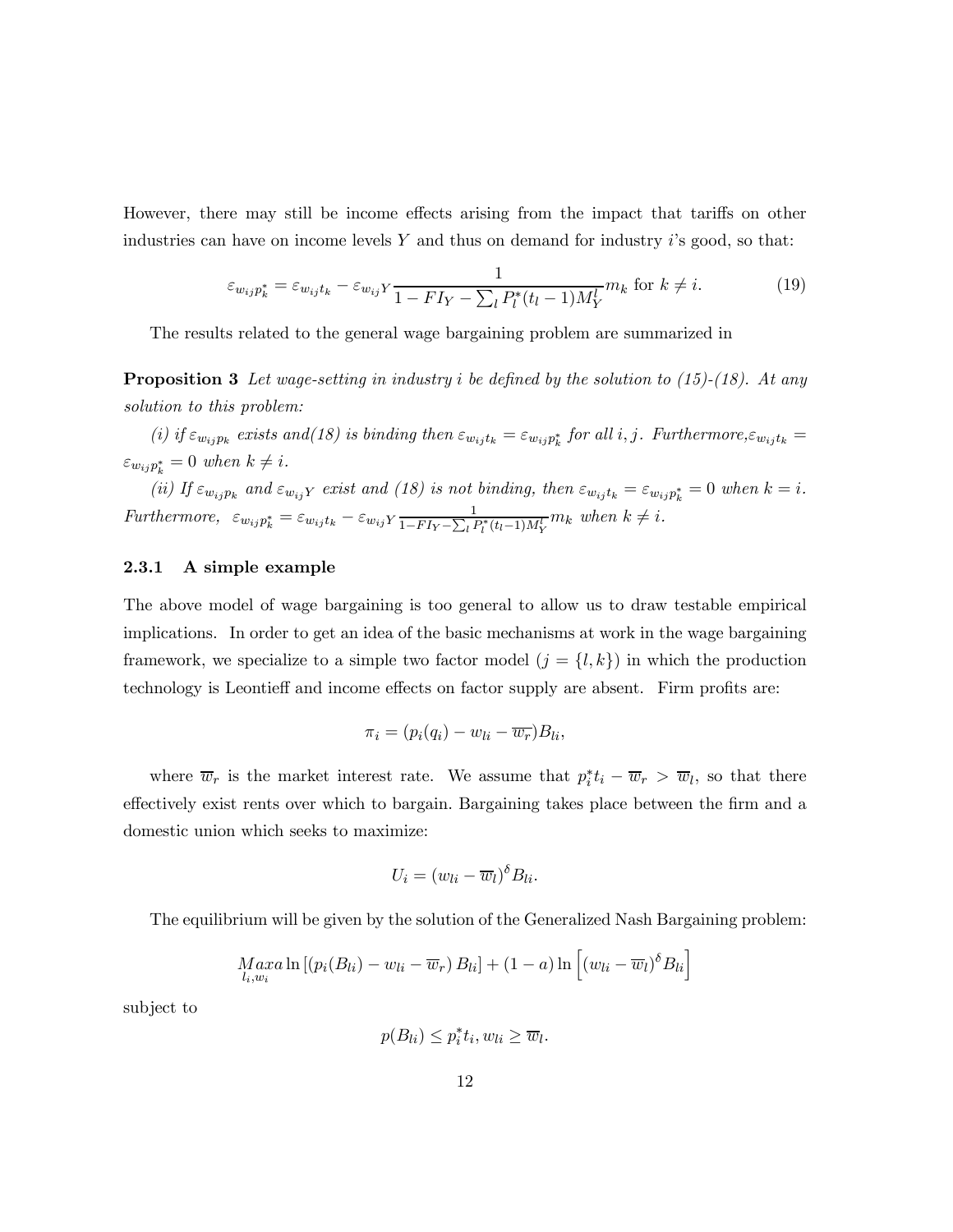However, there may still be income effects arising from the impact that tariffs on other industries can have on income levels $Y$ and thus on demand for industry $i$'s good, so that:

$$\varepsilon_{w_{ij}p_k^*} = \varepsilon_{w_{ij}t_k} - \varepsilon_{w_{ij}Y} \frac{1}{1 - FI_Y - \sum_l P_l^*(t_l - 1)M_Y^l} m_k \text{ for } k \neq i. \tag{19}$$

The results related to the general wage bargaining problem are summarized in

**Proposition 3** *Let wage-setting in industry $i$ be defined by the solution to (15)-(18). At any solution to this problem:*

*(i) if $\varepsilon_{w_{ij}p_k}$ exists and(18) is binding then $\varepsilon_{w_{ij}t_k} = \varepsilon_{w_{ij}p_k^*}$ for all $i, j$. Furthermore,$\varepsilon_{w_{ij}t_k} = \varepsilon_{w_{ij}p_k^*} = 0$ when $k \neq i$.*

*(ii) If $\varepsilon_{w_{ij}p_k}$ and $\varepsilon_{w_{ij}Y}$ exist and (18) is not binding, then $\varepsilon_{w_{ij}t_k} = \varepsilon_{w_{ij}p_k^*} = 0$ when $k = i$. Furthermore, $\varepsilon_{w_{ij}p_k^*} = \varepsilon_{w_{ij}t_k} - \varepsilon_{w_{ij}Y} \frac{1}{1 - FI_Y - \sum_l P_l^*(t_l - 1)M_Y^l} m_k$ when $k \neq i$.*

### 2.3.1 A simple example

The above model of wage bargaining is too general to allow us to draw testable empirical implications. In order to get an idea of the basic mechanisms at work in the wage bargaining framework, we specialize to a simple two factor model ($j = \{l, k\}$) in which the production technology is Leontieff and income effects on factor supply are absent. Firm profits are:

$$\pi_i = (p_i(q_i) - w_{li} - \overline{w_r})B_{li},$$

where $\overline{w}_r$ is the market interest rate. We assume that $p_i^* t_i - \overline{w}_r > \overline{w}_l$, so that there effectively exist rents over which to bargain. Bargaining takes place between the firm and a domestic union which seeks to maximize:

$$U_i = (w_{li} - \overline{w}_l)^\delta B_{li}.$$

The equilibrium will be given by the solution of the Generalized Nash Bargaining problem:

$$\underset{l_i, w_i}{Max} a \ln\left[(p_i(B_{li}) - w_{li} - \overline{w}_r) B_{li}\right] + (1 - a) \ln\left[(w_{li} - \overline{w}_l)^\delta B_{li}\right]$$

subject to

$$p(B_{li}) \leq p_i^* t_i, w_{li} \geq \overline{w}_l.$$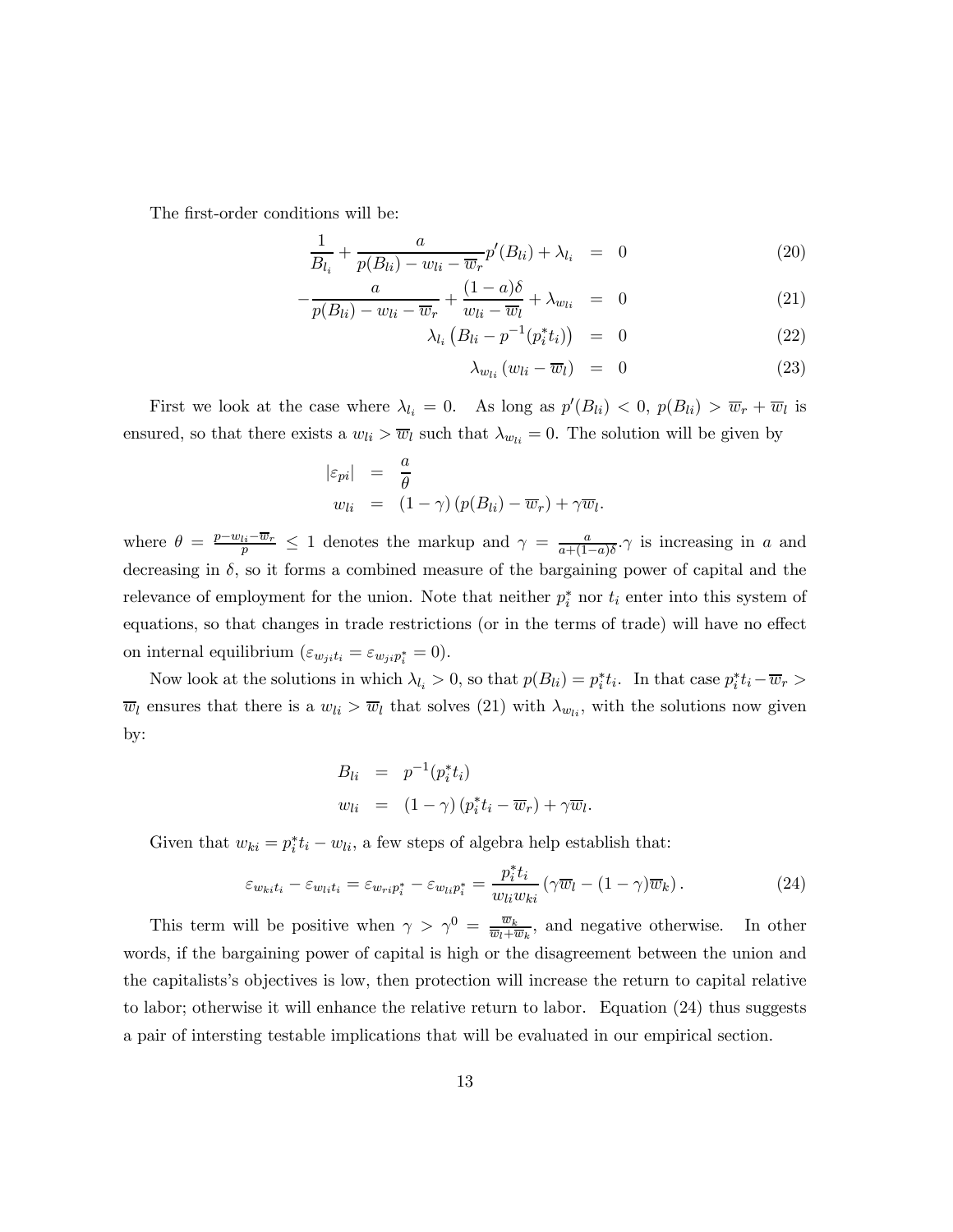The first-order conditions will be:

$$
\begin{aligned}
\frac{1}{B_{l_i}} + \frac{a}{p(B_{li}) - w_{li} - \overline{w}_r} p'(B_{li}) + \lambda_{l_i} &= 0 \qquad (20) \\
-\frac{a}{p(B_{li}) - w_{li} - \overline{w}_r} + \frac{(1-a)\delta}{w_{li} - \overline{w}_l} + \lambda_{w_{li}} &= 0 \qquad (21) \\
\lambda_{l_i} \left( B_{li} - p^{-1}(p_i^* t_i) \right) &= 0 \qquad (22) \\
\lambda_{w_{li}} \left( w_{li} - \overline{w}_l \right) &= 0 \qquad (23)
\end{aligned}
$$

First we look at the case where $\lambda_{l_i} = 0$. As long as $p'(B_{li}) < 0$, $p(B_{li}) > \overline{w}_r + \overline{w}_l$ is ensured, so that there exists a $w_{li} > \overline{w}_l$ such that $\lambda_{w_{li}} = 0$. The solution will be given by

$$
\begin{aligned}
|\varepsilon_{pi}| &= \frac{a}{\theta} \\
w_{li} &= (1-\gamma)\left(p(B_{li}) - \overline{w}_r\right) + \gamma \overline{w}_l.
\end{aligned}
$$

where $\theta = \frac{p - w_{li} - \overline{w}_r}{p} \leq 1$ denotes the markup and $\gamma = \frac{a}{a + (1-a)\delta}.\gamma$ is increasing in $a$ and decreasing in $\delta$, so it forms a combined measure of the bargaining power of capital and the relevance of employment for the union. Note that neither $p_i^*$ nor $t_i$ enter into this system of equations, so that changes in trade restrictions (or in the terms of trade) will have no effect on internal equilibrium ($\varepsilon_{w_{ji} t_i} = \varepsilon_{w_{ji} p_i^*} = 0$).

Now look at the solutions in which $\lambda_{l_i} > 0$, so that $p(B_{li}) = p_i^* t_i$. In that case $p_i^* t_i - \overline{w}_r > \overline{w}_l$ ensures that there is a $w_{li} > \overline{w}_l$ that solves (21) with $\lambda_{w_{li}}$, with the solutions now given by:

$$
\begin{aligned}
B_{li} &= p^{-1}(p_i^* t_i) \\
w_{li} &= (1-\gamma)\left(p_i^* t_i - \overline{w}_r\right) + \gamma \overline{w}_l.
\end{aligned}
$$

Given that $w_{ki} = p_i^* t_i - w_{li}$, a few steps of algebra help establish that:

$$
\varepsilon_{w_{ki} t_i} - \varepsilon_{w_{li} t_i} = \varepsilon_{w_{ri} p_i^*} - \varepsilon_{w_{li} p_i^*} = \frac{p_i^* t_i}{w_{li} w_{ki}} \left( \gamma \overline{w}_l - (1-\gamma) \overline{w}_k \right). \qquad (24)
$$

This term will be positive when $\gamma > \gamma^0 = \frac{\overline{w}_k}{\overline{w}_l + \overline{w}_k}$, and negative otherwise. In other words, if the bargaining power of capital is high or the disagreement between the union and the capitalists's objectives is low, then protection will increase the return to capital relative to labor; otherwise it will enhance the relative return to labor. Equation (24) thus suggests a pair of intersting testable implications that will be evaluated in our empirical section.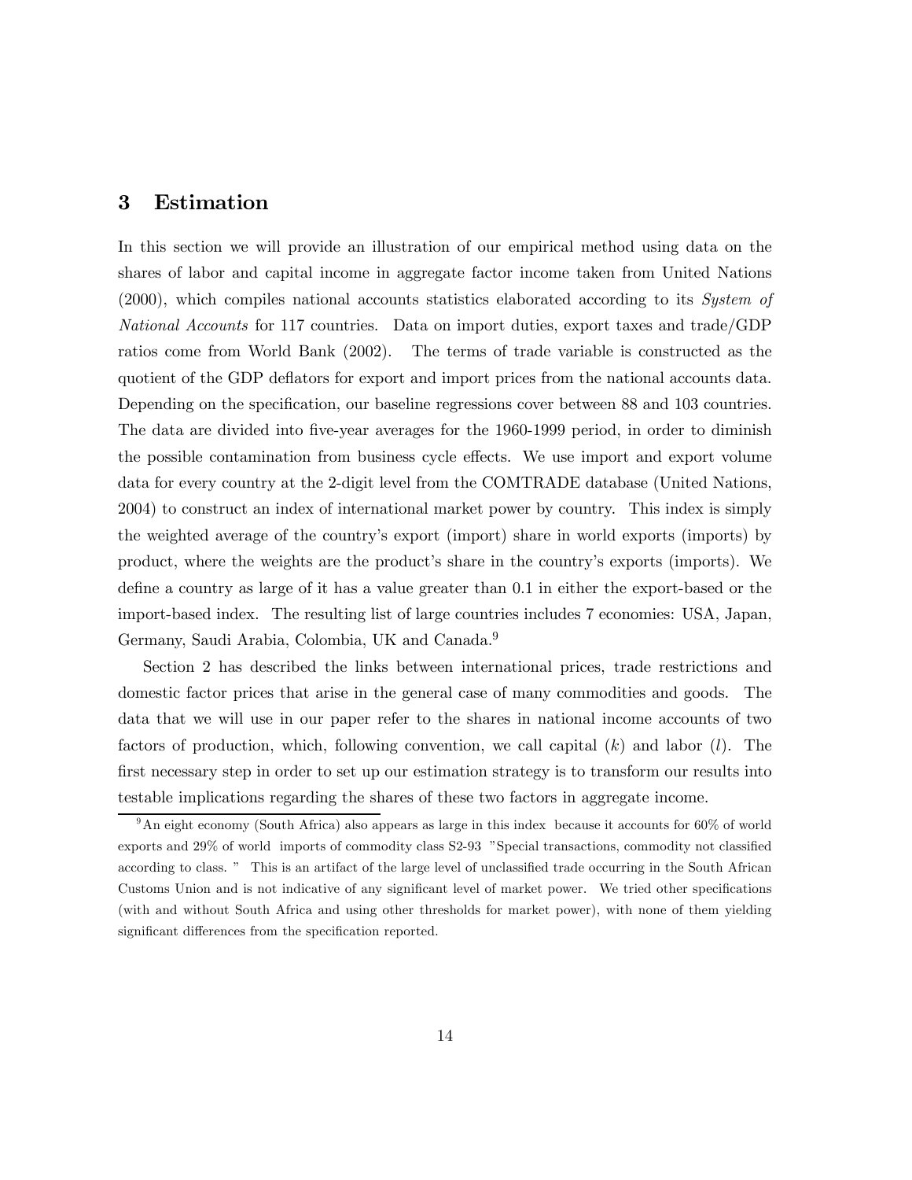## 3 Estimation

In this section we will provide an illustration of our empirical method using data on the shares of labor and capital income in aggregate factor income taken from United Nations (2000), which compiles national accounts statistics elaborated according to its *System of National Accounts* for 117 countries. Data on import duties, export taxes and trade/GDP ratios come from World Bank (2002). The terms of trade variable is constructed as the quotient of the GDP deflators for export and import prices from the national accounts data. Depending on the specification, our baseline regressions cover between 88 and 103 countries. The data are divided into five-year averages for the 1960-1999 period, in order to diminish the possible contamination from business cycle effects. We use import and export volume data for every country at the 2-digit level from the COMTRADE database (United Nations, 2004) to construct an index of international market power by country. This index is simply the weighted average of the country's export (import) share in world exports (imports) by product, where the weights are the product's share in the country's exports (imports). We define a country as large of it has a value greater than 0.1 in either the export-based or the import-based index. The resulting list of large countries includes 7 economies: USA, Japan, Germany, Saudi Arabia, Colombia, UK and Canada.[9]

Section 2 has described the links between international prices, trade restrictions and domestic factor prices that arise in the general case of many commodities and goods. The data that we will use in our paper refer to the shares in national income accounts of two factors of production, which, following convention, we call capital ($k$) and labor ($l$). The first necessary step in order to set up our estimation strategy is to transform our results into testable implications regarding the shares of these two factors in aggregate income.

[9] An eight economy (South Africa) also appears as large in this index because it accounts for 60% of world exports and 29% of world imports of commodity class S2-93 "Special transactions, commodity not classified according to class. " This is an artifact of the large level of unclassified trade occurring in the South African Customs Union and is not indicative of any significant level of market power. We tried other specifications (with and without South Africa and using other thresholds for market power), with none of them yielding significant differences from the specification reported.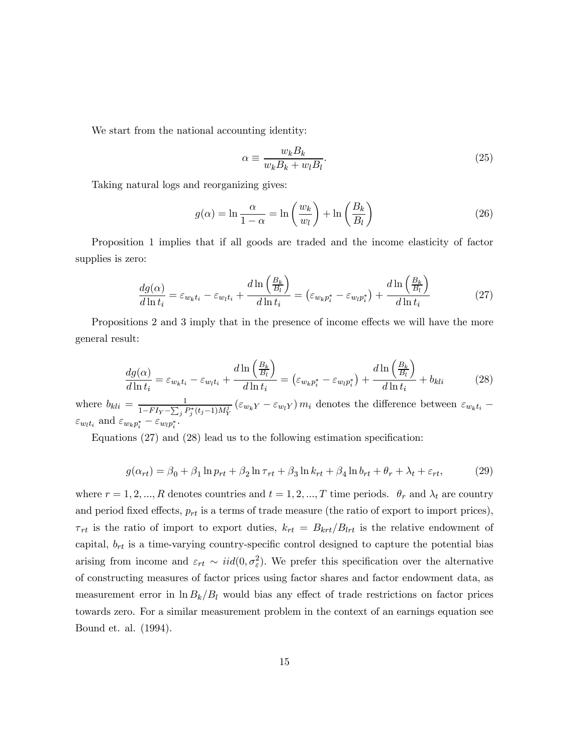We start from the national accounting identity:

$$\alpha \equiv \frac{w_k B_k}{w_k B_k + w_l B_l}. \tag{25}$$

Taking natural logs and reorganizing gives:

$$g(\alpha) = \ln \frac{\alpha}{1-\alpha} = \ln\left(\frac{w_k}{w_l}\right) + \ln\left(\frac{B_k}{B_l}\right) \tag{26}$$

Proposition 1 implies that if all goods are traded and the income elasticity of factor supplies is zero:

$$\frac{dg(\alpha)}{d\ln t_i} = \varepsilon_{w_k t_i} - \varepsilon_{w_l t_i} + \frac{d\ln\left(\frac{B_k}{B_l}\right)}{d\ln t_i} = \left(\varepsilon_{w_k p_i^*} - \varepsilon_{w_l p_i^*}\right) + \frac{d\ln\left(\frac{B_k}{B_l}\right)}{d\ln t_i} \tag{27}$$

Propositions 2 and 3 imply that in the presence of income effects we will have the more general result:

$$\frac{dg(\alpha)}{d\ln t_i} = \varepsilon_{w_k t_i} - \varepsilon_{w_l t_i} + \frac{d\ln\left(\frac{B_k}{B_l}\right)}{d\ln t_i} = \left(\varepsilon_{w_k p_i^*} - \varepsilon_{w_l p_i^*}\right) + \frac{d\ln\left(\frac{B_k}{B_l}\right)}{d\ln t_i} + b_{kli} \tag{28}$$

where $b_{kli} = \frac{1}{1-FI_Y - \sum_j P_j^*(t_j-1)M_Y^j}\left(\varepsilon_{w_k Y} - \varepsilon_{w_l Y}\right) m_i$ denotes the difference between $\varepsilon_{w_k t_i} - \varepsilon_{w_l t_i}$ and $\varepsilon_{w_k p_i^*} - \varepsilon_{w_l p_i^*}$.

Equations (27) and (28) lead us to the following estimation specification:

$$g(\alpha_{rt}) = \beta_0 + \beta_1 \ln p_{rt} + \beta_2 \ln \tau_{rt} + \beta_3 \ln k_{rt} + \beta_4 \ln b_{rt} + \theta_r + \lambda_t + \varepsilon_{rt}, \tag{29}$$

where $r = 1, 2, ..., R$ denotes countries and $t = 1, 2, ..., T$ time periods. $\theta_r$ and $\lambda_t$ are country and period fixed effects, $p_{rt}$ is a terms of trade measure (the ratio of export to import prices), $\tau_{rt}$ is the ratio of import to export duties, $k_{rt} = B_{krt}/B_{lrt}$ is the relative endowment of capital, $b_{rt}$ is a time-varying country-specific control designed to capture the potential bias arising from income and $\varepsilon_{rt} \sim iid(0, \sigma_\varepsilon^2)$. We prefer this specification over the alternative of constructing measures of factor prices using factor shares and factor endowment data, as measurement error in $\ln B_k/B_l$ would bias any effect of trade restrictions on factor prices towards zero. For a similar measurement problem in the context of an earnings equation see Bound et. al. (1994).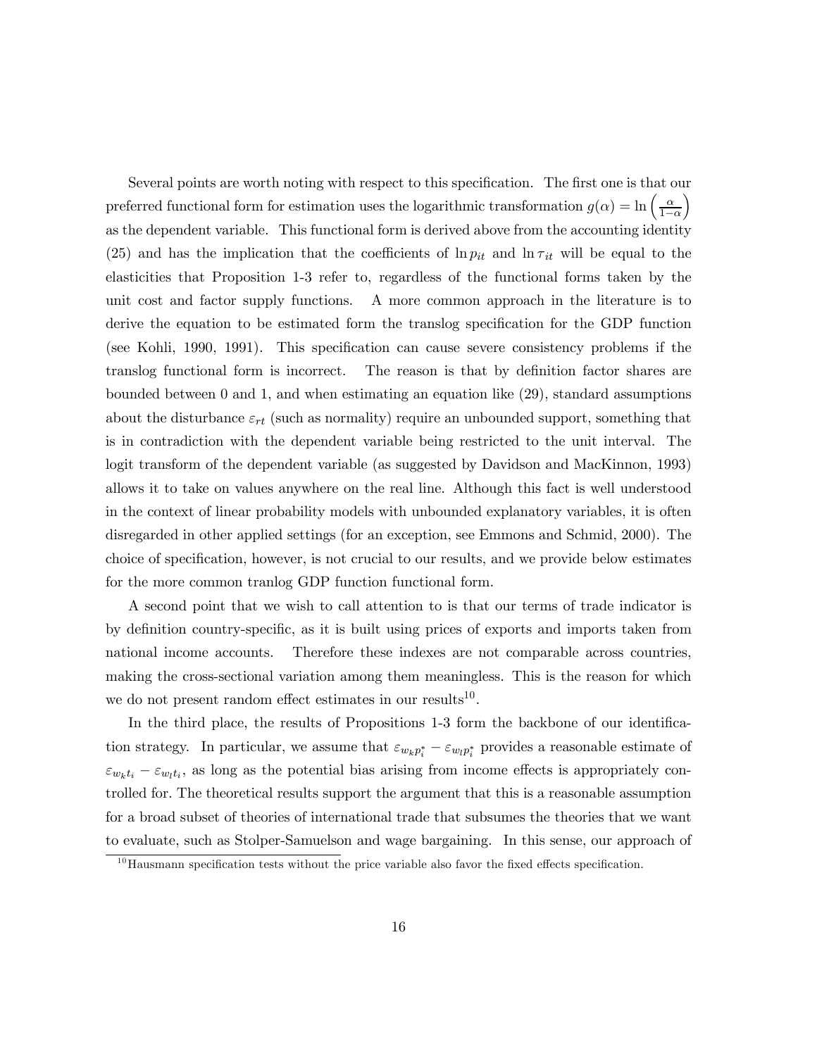Several points are worth noting with respect to this specification. The first one is that our preferred functional form for estimation uses the logarithmic transformation $g(\alpha) = \ln\left(\frac{\alpha}{1-\alpha}\right)$ as the dependent variable. This functional form is derived above from the accounting identity (25) and has the implication that the coefficients of $\ln p_{it}$ and $\ln \tau_{it}$ will be equal to the elasticities that Proposition 1-3 refer to, regardless of the functional forms taken by the unit cost and factor supply functions. A more common approach in the literature is to derive the equation to be estimated form the translog specification for the GDP function (see Kohli, 1990, 1991). This specification can cause severe consistency problems if the translog functional form is incorrect. The reason is that by definition factor shares are bounded between 0 and 1, and when estimating an equation like (29), standard assumptions about the disturbance $\varepsilon_{rt}$ (such as normality) require an unbounded support, something that is in contradiction with the dependent variable being restricted to the unit interval. The logit transform of the dependent variable (as suggested by Davidson and MacKinnon, 1993) allows it to take on values anywhere on the real line. Although this fact is well understood in the context of linear probability models with unbounded explanatory variables, it is often disregarded in other applied settings (for an exception, see Emmons and Schmid, 2000). The choice of specification, however, is not crucial to our results, and we provide below estimates for the more common tranlog GDP function functional form.

A second point that we wish to call attention to is that our terms of trade indicator is by definition country-specific, as it is built using prices of exports and imports taken from national income accounts. Therefore these indexes are not comparable across countries, making the cross-sectional variation among them meaningless. This is the reason for which we do not present random effect estimates in our results[10].

In the third place, the results of Propositions 1-3 form the backbone of our identification strategy. In particular, we assume that $\varepsilon_{w_k p_i^*} - \varepsilon_{w_l p_i^*}$ provides a reasonable estimate of $\varepsilon_{w_k t_i} - \varepsilon_{w_l t_i}$, as long as the potential bias arising from income effects is appropriately controlled for. The theoretical results support the argument that this is a reasonable assumption for a broad subset of theories of international trade that subsumes the theories that we want to evaluate, such as Stolper-Samuelson and wage bargaining. In this sense, our approach of

[10] Hausmann specification tests without the price variable also favor the fixed effects specification.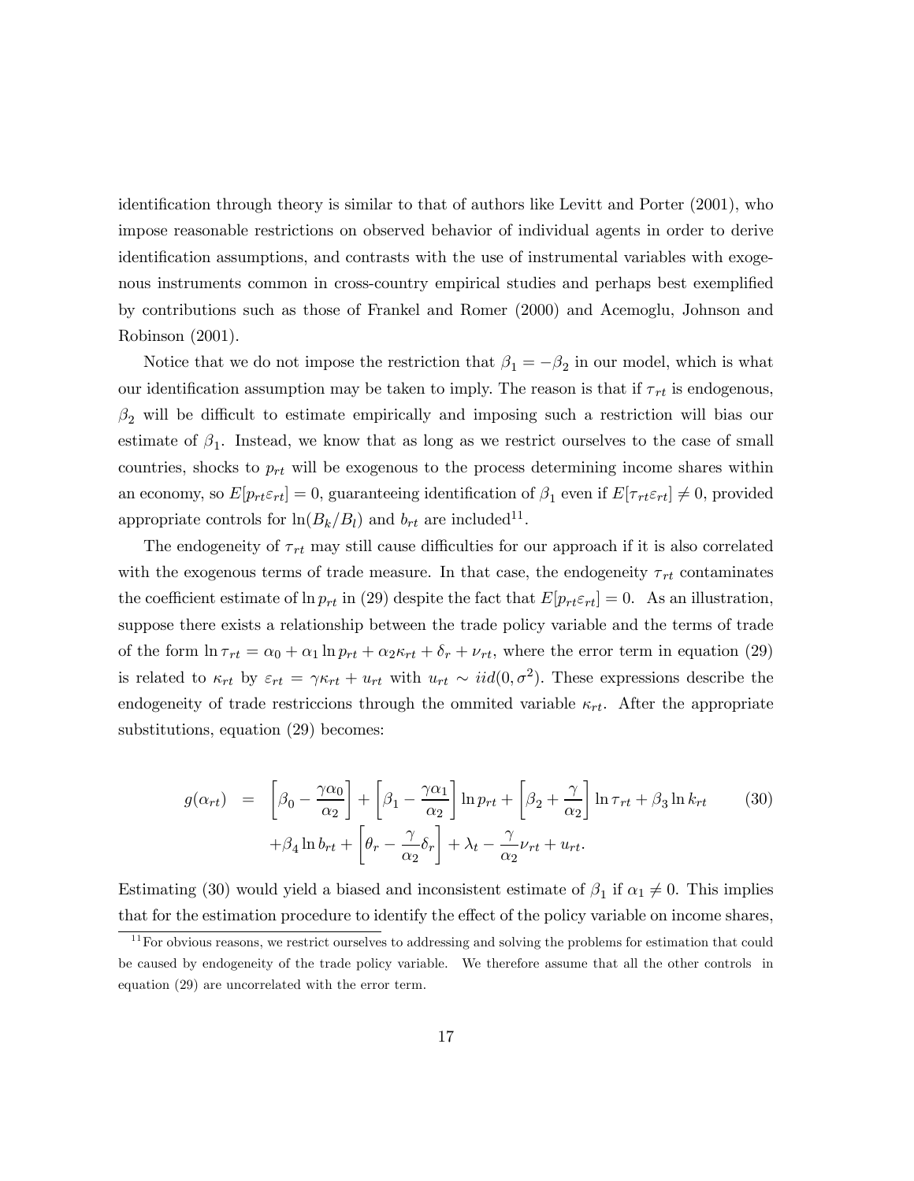identification through theory is similar to that of authors like Levitt and Porter (2001), who impose reasonable restrictions on observed behavior of individual agents in order to derive identification assumptions, and contrasts with the use of instrumental variables with exogenous instruments common in cross-country empirical studies and perhaps best exemplified by contributions such as those of Frankel and Romer (2000) and Acemoglu, Johnson and Robinson (2001).

Notice that we do not impose the restriction that $\beta_1 = -\beta_2$ in our model, which is what our identification assumption may be taken to imply. The reason is that if $\tau_{rt}$ is endogenous, $\beta_2$ will be difficult to estimate empirically and imposing such a restriction will bias our estimate of $\beta_1$. Instead, we know that as long as we restrict ourselves to the case of small countries, shocks to $p_{rt}$ will be exogenous to the process determining income shares within an economy, so $E[p_{rt}\varepsilon_{rt}] = 0$, guaranteeing identification of $\beta_1$ even if $E[\tau_{rt}\varepsilon_{rt}] \neq 0$, provided appropriate controls for $\ln(B_k/B_l)$ and $b_{rt}$ are included[11].

The endogeneity of $\tau_{rt}$ may still cause difficulties for our approach if it is also correlated with the exogenous terms of trade measure. In that case, the endogeneity $\tau_{rt}$ contaminates the coefficient estimate of $\ln p_{rt}$ in (29) despite the fact that $E[p_{rt}\varepsilon_{rt}] = 0$. As an illustration, suppose there exists a relationship between the trade policy variable and the terms of trade of the form $\ln \tau_{rt} = \alpha_0 + \alpha_1 \ln p_{rt} + \alpha_2 \kappa_{rt} + \delta_r + \nu_{rt}$, where the error term in equation (29) is related to $\kappa_{rt}$ by $\varepsilon_{rt} = \gamma\kappa_{rt} + u_{rt}$ with $u_{rt} \sim iid(0, \sigma^2)$. These expressions describe the endogeneity of trade restriccions through the ommited variable $\kappa_{rt}$. After the appropriate substitutions, equation (29) becomes:

$$
\begin{aligned}
g(\alpha_{rt}) &= \left[\beta_0 - \frac{\gamma\alpha_0}{\alpha_2}\right] + \left[\beta_1 - \frac{\gamma\alpha_1}{\alpha_2}\right] \ln p_{rt} + \left[\beta_2 + \frac{\gamma}{\alpha_2}\right] \ln \tau_{rt} + \beta_3 \ln k_{rt} \\
&\quad + \beta_4 \ln b_{rt} + \left[\theta_r - \frac{\gamma}{\alpha_2}\delta_r\right] + \lambda_t - \frac{\gamma}{\alpha_2}\nu_{rt} + u_{rt}.
\end{aligned} \tag{30}
$$

Estimating (30) would yield a biased and inconsistent estimate of $\beta_1$ if $\alpha_1 \neq 0$. This implies that for the estimation procedure to identify the effect of the policy variable on income shares,

[11] For obvious reasons, we restrict ourselves to addressing and solving the problems for estimation that could be caused by endogeneity of the trade policy variable. We therefore assume that all the other controls in equation (29) are uncorrelated with the error term.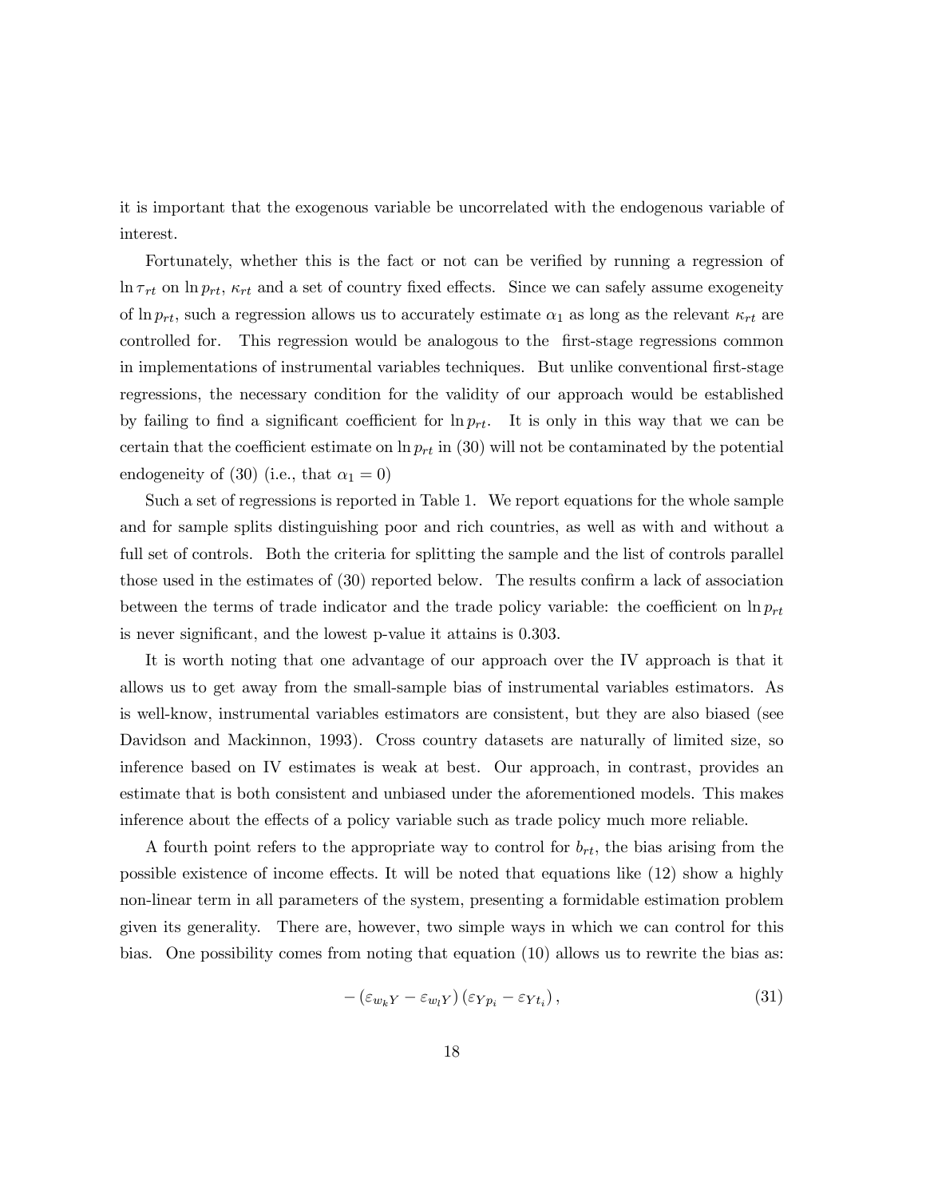it is important that the exogenous variable be uncorrelated with the endogenous variable of interest.

Fortunately, whether this is the fact or not can be verified by running a regression of $\ln \tau_{rt}$ on $\ln p_{rt}$, $\kappa_{rt}$ and a set of country fixed effects. Since we can safely assume exogeneity of $\ln p_{rt}$, such a regression allows us to accurately estimate $\alpha_1$ as long as the relevant $\kappa_{rt}$ are controlled for. This regression would be analogous to the first-stage regressions common in implementations of instrumental variables techniques. But unlike conventional first-stage regressions, the necessary condition for the validity of our approach would be established by failing to find a significant coefficient for $\ln p_{rt}$. It is only in this way that we can be certain that the coefficient estimate on $\ln p_{rt}$ in (30) will not be contaminated by the potential endogeneity of (30) (i.e., that $\alpha_1 = 0$)

Such a set of regressions is reported in Table 1. We report equations for the whole sample and for sample splits distinguishing poor and rich countries, as well as with and without a full set of controls. Both the criteria for splitting the sample and the list of controls parallel those used in the estimates of (30) reported below. The results confirm a lack of association between the terms of trade indicator and the trade policy variable: the coefficient on $\ln p_{rt}$ is never significant, and the lowest p-value it attains is 0.303.

It is worth noting that one advantage of our approach over the IV approach is that it allows us to get away from the small-sample bias of instrumental variables estimators. As is well-know, instrumental variables estimators are consistent, but they are also biased (see Davidson and Mackinnon, 1993). Cross country datasets are naturally of limited size, so inference based on IV estimates is weak at best. Our approach, in contrast, provides an estimate that is both consistent and unbiased under the aforementioned models. This makes inference about the effects of a policy variable such as trade policy much more reliable.

A fourth point refers to the appropriate way to control for $b_{rt}$, the bias arising from the possible existence of income effects. It will be noted that equations like (12) show a highly non-linear term in all parameters of the system, presenting a formidable estimation problem given its generality. There are, however, two simple ways in which we can control for this bias. One possibility comes from noting that equation (10) allows us to rewrite the bias as:

$$-\left(\varepsilon_{w_k Y} - \varepsilon_{w_l Y}\right)\left(\varepsilon_{Y p_i} - \varepsilon_{Y t_i}\right), \tag{31}$$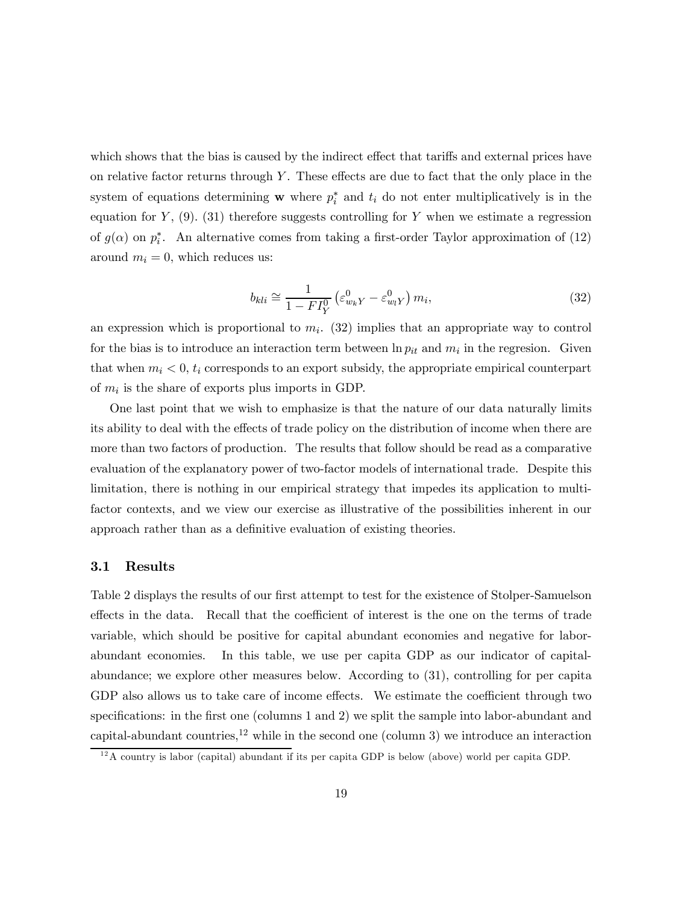which shows that the bias is caused by the indirect effect that tariffs and external prices have on relative factor returns through $Y$. These effects are due to fact that the only place in the system of equations determining $\mathbf{w}$ where $p_i^*$ and $t_i$ do not enter multiplicatively is in the equation for $Y$, (9). (31) therefore suggests controlling for $Y$ when we estimate a regression of $g(\alpha)$ on $p_i^*$. An alternative comes from taking a first-order Taylor approximation of (12) around $m_i = 0$, which reduces us:

$$b_{kli} \cong \frac{1}{1 - FI_Y^0} \left( \varepsilon_{w_k Y}^0 - \varepsilon_{w_l Y}^0 \right) m_i, \tag{32}$$

an expression which is proportional to $m_i$. (32) implies that an appropriate way to control for the bias is to introduce an interaction term between $\ln p_{it}$ and $m_i$ in the regresion. Given that when $m_i < 0$, $t_i$ corresponds to an export subsidy, the appropriate empirical counterpart of $m_i$ is the share of exports plus imports in GDP.

One last point that we wish to emphasize is that the nature of our data naturally limits its ability to deal with the effects of trade policy on the distribution of income when there are more than two factors of production. The results that follow should be read as a comparative evaluation of the explanatory power of two-factor models of international trade. Despite this limitation, there is nothing in our empirical strategy that impedes its application to multi-factor contexts, and we view our exercise as illustrative of the possibilities inherent in our approach rather than as a definitive evaluation of existing theories.

### 3.1 Results

Table 2 displays the results of our first attempt to test for the existence of Stolper-Samuelson effects in the data. Recall that the coefficient of interest is the one on the terms of trade variable, which should be positive for capital abundant economies and negative for labor-abundant economies. In this table, we use per capita GDP as our indicator of capital-abundance; we explore other measures below. According to (31), controlling for per capita GDP also allows us to take care of income effects. We estimate the coefficient through two specifications: in the first one (columns 1 and 2) we split the sample into labor-abundant and capital-abundant countries,[12] while in the second one (column 3) we introduce an interaction

[12] A country is labor (capital) abundant if its per capita GDP is below (above) world per capita GDP.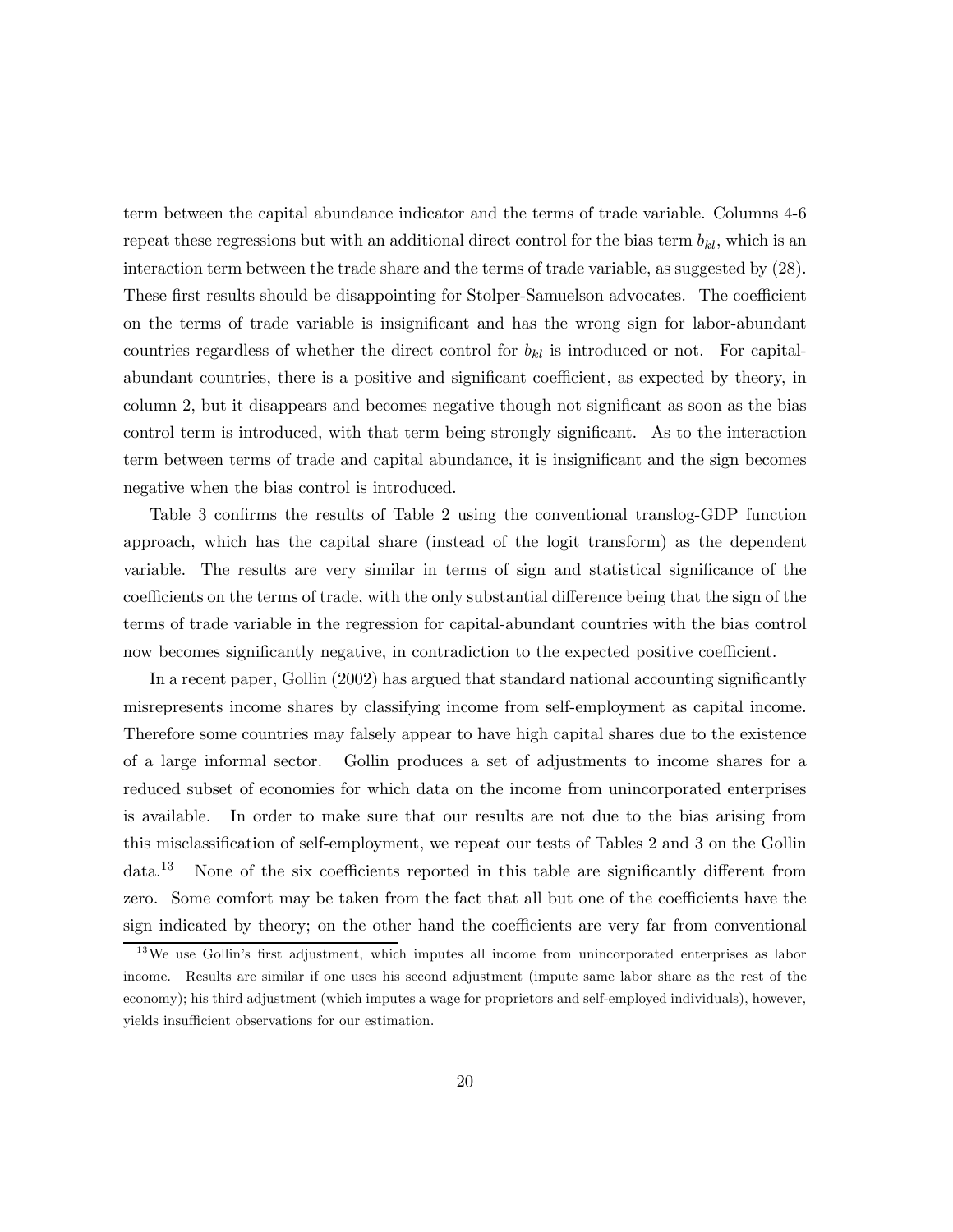term between the capital abundance indicator and the terms of trade variable. Columns 4-6 repeat these regressions but with an additional direct control for the bias term $b_{kl}$, which is an interaction term between the trade share and the terms of trade variable, as suggested by (28). These first results should be disappointing for Stolper-Samuelson advocates. The coefficient on the terms of trade variable is insignificant and has the wrong sign for labor-abundant countries regardless of whether the direct control for $b_{kl}$ is introduced or not. For capital-abundant countries, there is a positive and significant coefficient, as expected by theory, in column 2, but it disappears and becomes negative though not significant as soon as the bias control term is introduced, with that term being strongly significant. As to the interaction term between terms of trade and capital abundance, it is insignificant and the sign becomes negative when the bias control is introduced.

Table 3 confirms the results of Table 2 using the conventional translog-GDP function approach, which has the capital share (instead of the logit transform) as the dependent variable. The results are very similar in terms of sign and statistical significance of the coefficients on the terms of trade, with the only substantial difference being that the sign of the terms of trade variable in the regression for capital-abundant countries with the bias control now becomes significantly negative, in contradiction to the expected positive coefficient.

In a recent paper, Gollin (2002) has argued that standard national accounting significantly misrepresents income shares by classifying income from self-employment as capital income. Therefore some countries may falsely appear to have high capital shares due to the existence of a large informal sector. Gollin produces a set of adjustments to income shares for a reduced subset of economies for which data on the income from unincorporated enterprises is available. In order to make sure that our results are not due to the bias arising from this misclassification of self-employment, we repeat our tests of Tables 2 and 3 on the Gollin data.[13] None of the six coefficients reported in this table are significantly different from zero. Some comfort may be taken from the fact that all but one of the coefficients have the sign indicated by theory; on the other hand the coefficients are very far from conventional

[13] We use Gollin's first adjustment, which imputes all income from unincorporated enterprises as labor income. Results are similar if one uses his second adjustment (impute same labor share as the rest of the economy); his third adjustment (which imputes a wage for proprietors and self-employed individuals), however, yields insufficient observations for our estimation.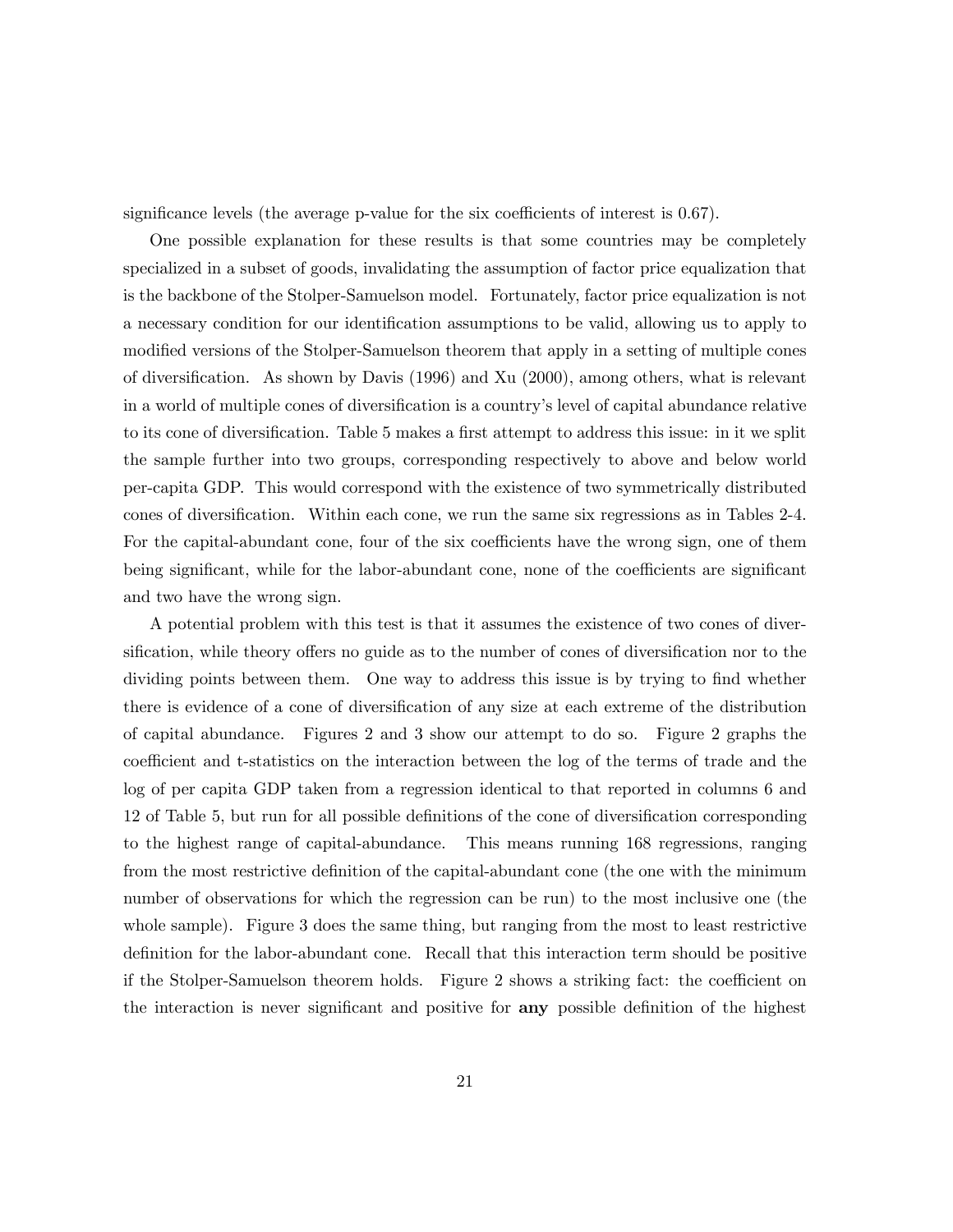significance levels (the average p-value for the six coefficients of interest is 0.67).

One possible explanation for these results is that some countries may be completely specialized in a subset of goods, invalidating the assumption of factor price equalization that is the backbone of the Stolper-Samuelson model. Fortunately, factor price equalization is not a necessary condition for our identification assumptions to be valid, allowing us to apply to modified versions of the Stolper-Samuelson theorem that apply in a setting of multiple cones of diversification. As shown by Davis (1996) and Xu (2000), among others, what is relevant in a world of multiple cones of diversification is a country's level of capital abundance relative to its cone of diversification. Table 5 makes a first attempt to address this issue: in it we split the sample further into two groups, corresponding respectively to above and below world per-capita GDP. This would correspond with the existence of two symmetrically distributed cones of diversification. Within each cone, we run the same six regressions as in Tables 2-4. For the capital-abundant cone, four of the six coefficients have the wrong sign, one of them being significant, while for the labor-abundant cone, none of the coefficients are significant and two have the wrong sign.

A potential problem with this test is that it assumes the existence of two cones of diversification, while theory offers no guide as to the number of cones of diversification nor to the dividing points between them. One way to address this issue is by trying to find whether there is evidence of a cone of diversification of any size at each extreme of the distribution of capital abundance. Figures 2 and 3 show our attempt to do so. Figure 2 graphs the coefficient and t-statistics on the interaction between the log of the terms of trade and the log of per capita GDP taken from a regression identical to that reported in columns 6 and 12 of Table 5, but run for all possible definitions of the cone of diversification corresponding to the highest range of capital-abundance. This means running 168 regressions, ranging from the most restrictive definition of the capital-abundant cone (the one with the minimum number of observations for which the regression can be run) to the most inclusive one (the whole sample). Figure 3 does the same thing, but ranging from the most to least restrictive definition for the labor-abundant cone. Recall that this interaction term should be positive if the Stolper-Samuelson theorem holds. Figure 2 shows a striking fact: the coefficient on the interaction is never significant and positive for **any** possible definition of the highest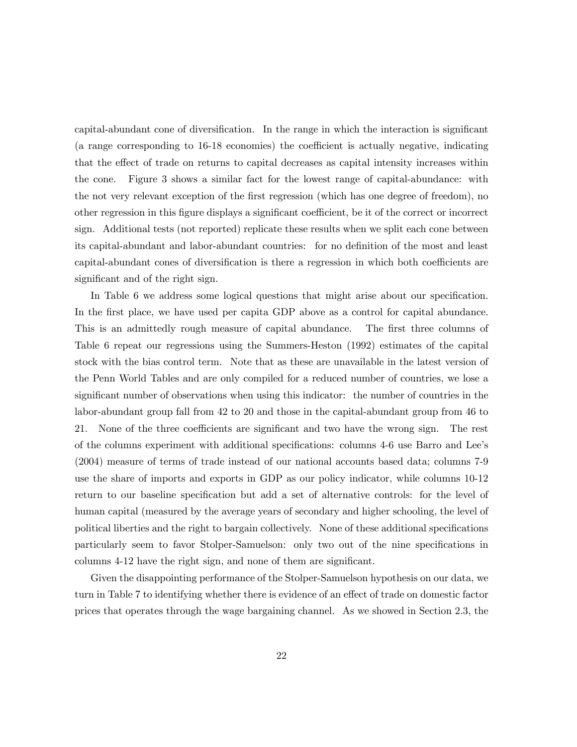capital-abundant cone of diversification. In the range in which the interaction is significant (a range corresponding to 16-18 economies) the coefficient is actually negative, indicating that the effect of trade on returns to capital decreases as capital intensity increases within the cone. Figure 3 shows a similar fact for the lowest range of capital-abundance: with the not very relevant exception of the first regression (which has one degree of freedom), no other regression in this figure displays a significant coefficient, be it of the correct or incorrect sign. Additional tests (not reported) replicate these results when we split each cone between its capital-abundant and labor-abundant countries: for no definition of the most and least capital-abundant cones of diversification is there a regression in which both coefficients are significant and of the right sign.

In Table 6 we address some logical questions that might arise about our specification. In the first place, we have used per capita GDP above as a control for capital abundance. This is an admittedly rough measure of capital abundance. The first three columns of Table 6 repeat our regressions using the Summers-Heston (1992) estimates of the capital stock with the bias control term. Note that as these are unavailable in the latest version of the Penn World Tables and are only compiled for a reduced number of countries, we lose a significant number of observations when using this indicator: the number of countries in the labor-abundant group fall from 42 to 20 and those in the capital-abundant group from 46 to 21. None of the three coefficients are significant and two have the wrong sign. The rest of the columns experiment with additional specifications: columns 4-6 use Barro and Lee's (2004) measure of terms of trade instead of our national accounts based data; columns 7-9 use the share of imports and exports in GDP as our policy indicator, while columns 10-12 return to our baseline specification but add a set of alternative controls: for the level of human capital (measured by the average years of secondary and higher schooling, the level of political liberties and the right to bargain collectively. None of these additional specifications particularly seem to favor Stolper-Samuelson: only two out of the nine specifications in columns 4-12 have the right sign, and none of them are significant.

Given the disappointing performance of the Stolper-Samuelson hypothesis on our data, we turn in Table 7 to identifying whether there is evidence of an effect of trade on domestic factor prices that operates through the wage bargaining channel. As we showed in Section 2.3, the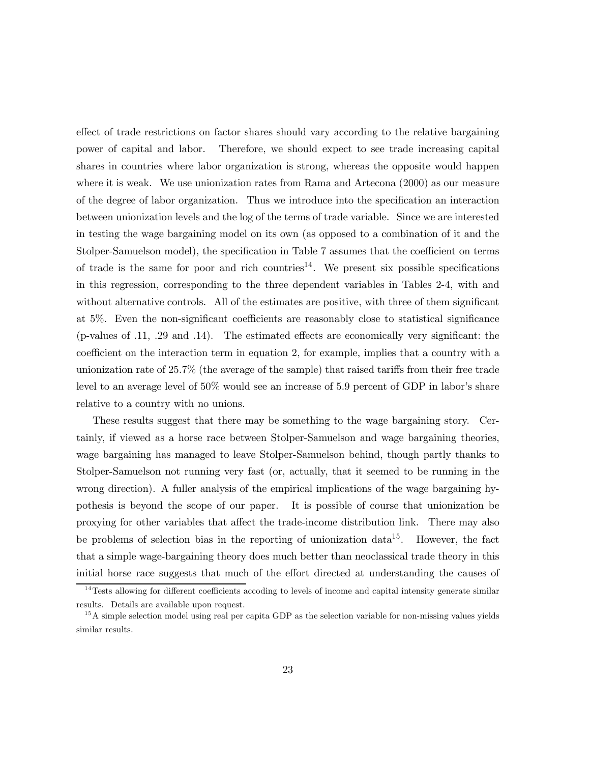effect of trade restrictions on factor shares should vary according to the relative bargaining power of capital and labor. Therefore, we should expect to see trade increasing capital shares in countries where labor organization is strong, whereas the opposite would happen where it is weak. We use unionization rates from Rama and Artecona (2000) as our measure of the degree of labor organization. Thus we introduce into the specification an interaction between unionization levels and the log of the terms of trade variable. Since we are interested in testing the wage bargaining model on its own (as opposed to a combination of it and the Stolper-Samuelson model), the specification in Table 7 assumes that the coefficient on terms of trade is the same for poor and rich countries[14]. We present six possible specifications in this regression, corresponding to the three dependent variables in Tables 2-4, with and without alternative controls. All of the estimates are positive, with three of them significant at 5%. Even the non-significant coefficients are reasonably close to statistical significance (p-values of .11, .29 and .14). The estimated effects are economically very significant: the coefficient on the interaction term in equation 2, for example, implies that a country with a unionization rate of 25.7% (the average of the sample) that raised tariffs from their free trade level to an average level of 50% would see an increase of 5.9 percent of GDP in labor's share relative to a country with no unions.

These results suggest that there may be something to the wage bargaining story. Certainly, if viewed as a horse race between Stolper-Samuelson and wage bargaining theories, wage bargaining has managed to leave Stolper-Samuelson behind, though partly thanks to Stolper-Samuelson not running very fast (or, actually, that it seemed to be running in the wrong direction). A fuller analysis of the empirical implications of the wage bargaining hypothesis is beyond the scope of our paper. It is possible of course that unionization be proxying for other variables that affect the trade-income distribution link. There may also be problems of selection bias in the reporting of unionization data[15]. However, the fact that a simple wage-bargaining theory does much better than neoclassical trade theory in this initial horse race suggests that much of the effort directed at understanding the causes of

[14] Tests allowing for different coefficients accoding to levels of income and capital intensity generate similar results. Details are available upon request.

[15] A simple selection model using real per capita GDP as the selection variable for non-missing values yields similar results.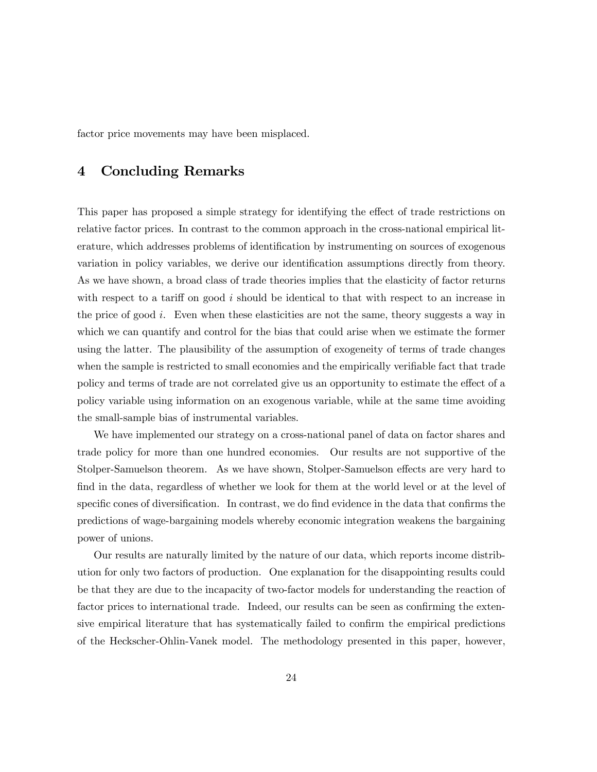factor price movements may have been misplaced.

## 4 Concluding Remarks

This paper has proposed a simple strategy for identifying the effect of trade restrictions on relative factor prices. In contrast to the common approach in the cross-national empirical literature, which addresses problems of identification by instrumenting on sources of exogenous variation in policy variables, we derive our identification assumptions directly from theory. As we have shown, a broad class of trade theories implies that the elasticity of factor returns with respect to a tariff on good $i$ should be identical to that with respect to an increase in the price of good $i$. Even when these elasticities are not the same, theory suggests a way in which we can quantify and control for the bias that could arise when we estimate the former using the latter. The plausibility of the assumption of exogeneity of terms of trade changes when the sample is restricted to small economies and the empirically verifiable fact that trade policy and terms of trade are not correlated give us an opportunity to estimate the effect of a policy variable using information on an exogenous variable, while at the same time avoiding the small-sample bias of instrumental variables.

We have implemented our strategy on a cross-national panel of data on factor shares and trade policy for more than one hundred economies. Our results are not supportive of the Stolper-Samuelson theorem. As we have shown, Stolper-Samuelson effects are very hard to find in the data, regardless of whether we look for them at the world level or at the level of specific cones of diversification. In contrast, we do find evidence in the data that confirms the predictions of wage-bargaining models whereby economic integration weakens the bargaining power of unions.

Our results are naturally limited by the nature of our data, which reports income distribution for only two factors of production. One explanation for the disappointing results could be that they are due to the incapacity of two-factor models for understanding the reaction of factor prices to international trade. Indeed, our results can be seen as confirming the extensive empirical literature that has systematically failed to confirm the empirical predictions of the Heckscher-Ohlin-Vanek model. The methodology presented in this paper, however,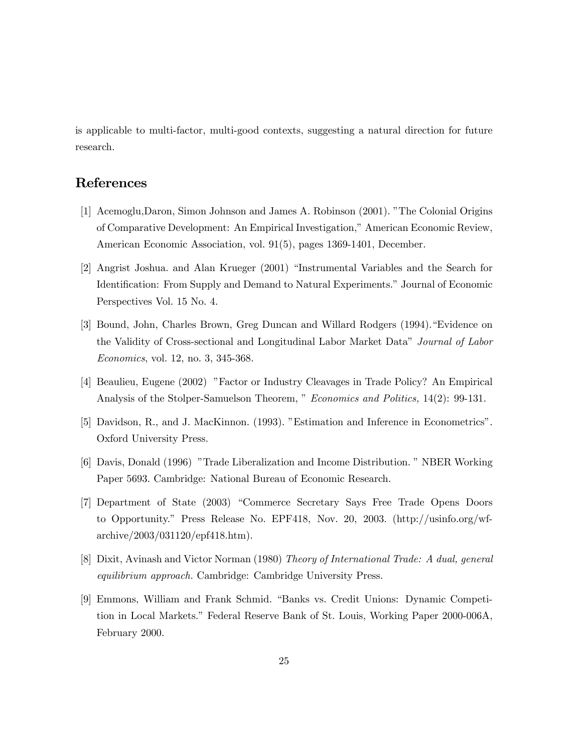is applicable to multi-factor, multi-good contexts, suggesting a natural direction for future research.

## References

[1] Acemoglu,Daron, Simon Johnson and James A. Robinson (2001). "The Colonial Origins of Comparative Development: An Empirical Investigation," American Economic Review, American Economic Association, vol. 91(5), pages 1369-1401, December.

[2] Angrist Joshua. and Alan Krueger (2001) "Instrumental Variables and the Search for Identification: From Supply and Demand to Natural Experiments." Journal of Economic Perspectives Vol. 15 No. 4.

[3] Bound, John, Charles Brown, Greg Duncan and Willard Rodgers (1994)."Evidence on the Validity of Cross-sectional and Longitudinal Labor Market Data" *Journal of Labor Economics*, vol. 12, no. 3, 345-368.

[4] Beaulieu, Eugene (2002) "Factor or Industry Cleavages in Trade Policy? An Empirical Analysis of the Stolper-Samuelson Theorem, " *Economics and Politics,* 14(2): 99-131.

[5] Davidson, R., and J. MacKinnon. (1993). "Estimation and Inference in Econometrics". Oxford University Press.

[6] Davis, Donald (1996) "Trade Liberalization and Income Distribution. " NBER Working Paper 5693. Cambridge: National Bureau of Economic Research.

[7] Department of State (2003) "Commerce Secretary Says Free Trade Opens Doors to Opportunity." Press Release No. EPF418, Nov. 20, 2003. (http://usinfo.org/wf-archive/2003/031120/epf418.htm).

[8] Dixit, Avinash and Victor Norman (1980) *Theory of International Trade: A dual, general equilibrium approach.* Cambridge: Cambridge University Press.

[9] Emmons, William and Frank Schmid. "Banks vs. Credit Unions: Dynamic Competition in Local Markets." Federal Reserve Bank of St. Louis, Working Paper 2000-006A, February 2000.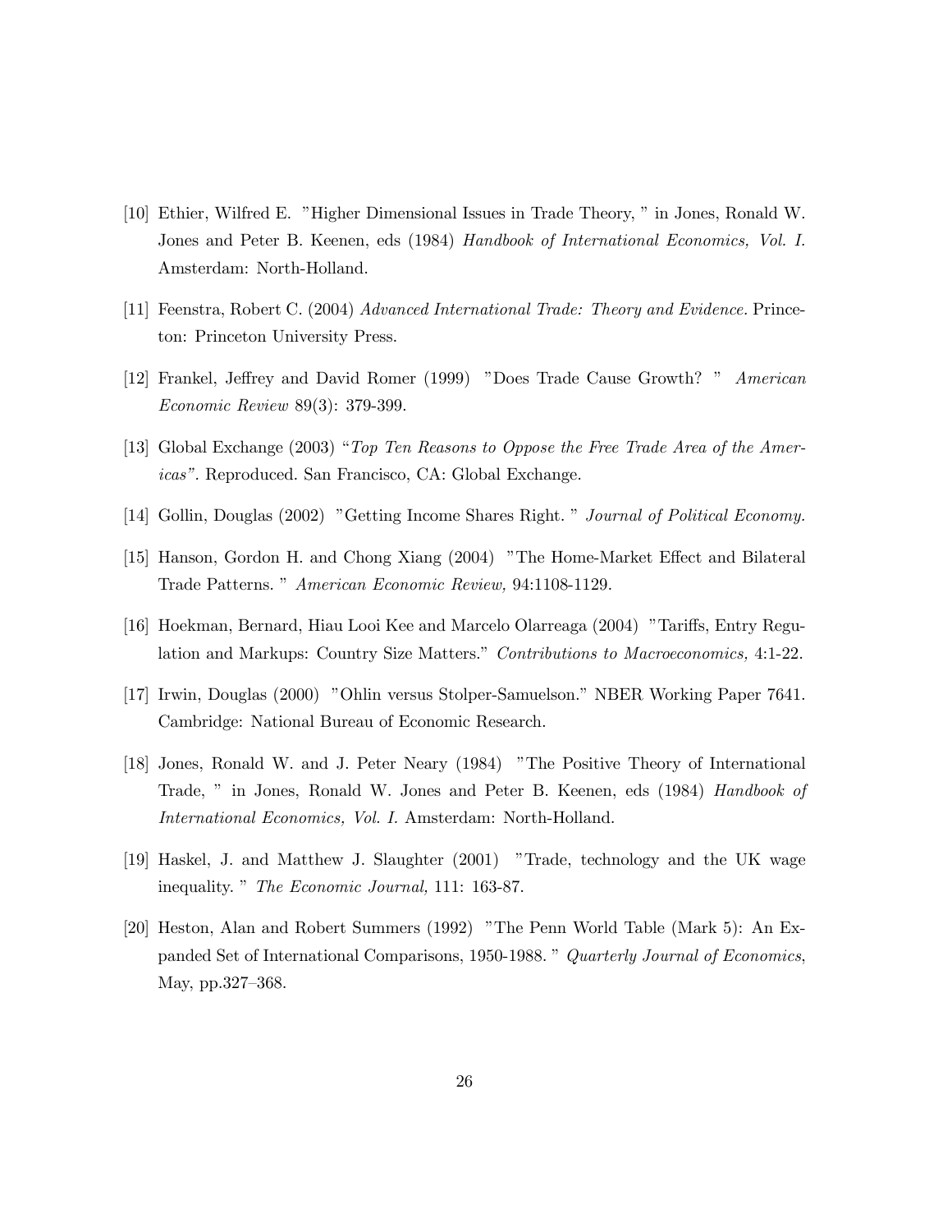[10] Ethier, Wilfred E. "Higher Dimensional Issues in Trade Theory, " in Jones, Ronald W. Jones and Peter B. Keenen, eds (1984) *Handbook of International Economics, Vol. I.* Amsterdam: North-Holland.

[11] Feenstra, Robert C. (2004) *Advanced International Trade: Theory and Evidence.* Princeton: Princeton University Press.

[12] Frankel, Jeffrey and David Romer (1999) "Does Trade Cause Growth? " *American Economic Review* 89(3): 379-399.

[13] Global Exchange (2003) "*Top Ten Reasons to Oppose the Free Trade Area of the Americas*". Reproduced. San Francisco, CA: Global Exchange.

[14] Gollin, Douglas (2002) "Getting Income Shares Right. " *Journal of Political Economy.*

[15] Hanson, Gordon H. and Chong Xiang (2004) "The Home-Market Effect and Bilateral Trade Patterns. " *American Economic Review,* 94:1108-1129.

[16] Hoekman, Bernard, Hiau Looi Kee and Marcelo Olarreaga (2004) "Tariffs, Entry Regulation and Markups: Country Size Matters." *Contributions to Macroeconomics,* 4:1-22.

[17] Irwin, Douglas (2000) "Ohlin versus Stolper-Samuelson." NBER Working Paper 7641. Cambridge: National Bureau of Economic Research.

[18] Jones, Ronald W. and J. Peter Neary (1984) "The Positive Theory of International Trade, " in Jones, Ronald W. Jones and Peter B. Keenen, eds (1984) *Handbook of International Economics, Vol. I.* Amsterdam: North-Holland.

[19] Haskel, J. and Matthew J. Slaughter (2001) "Trade, technology and the UK wage inequality. " *The Economic Journal,* 111: 163-87.

[20] Heston, Alan and Robert Summers (1992) "The Penn World Table (Mark 5): An Expanded Set of International Comparisons, 1950-1988. " *Quarterly Journal of Economics*, May, pp.327–368.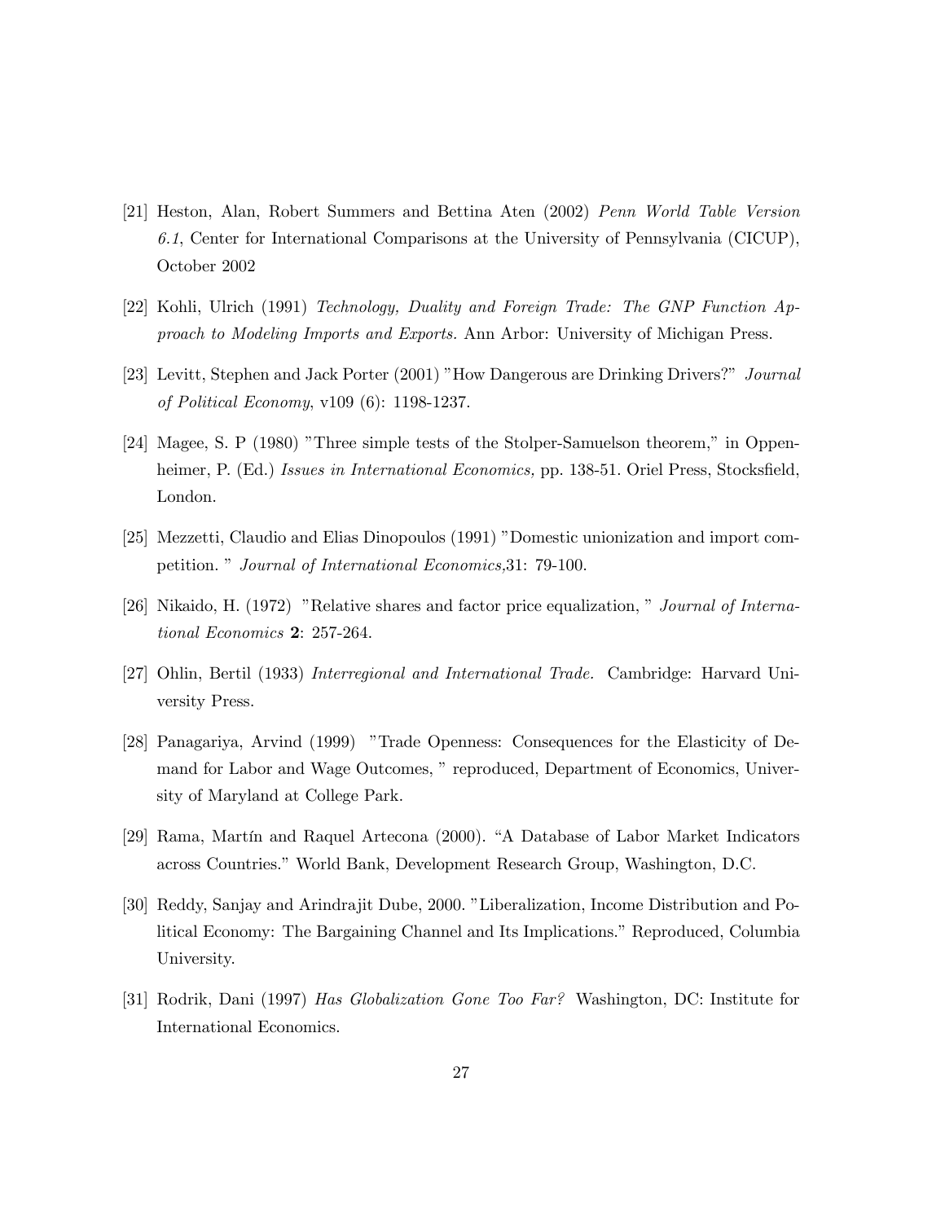[21] Heston, Alan, Robert Summers and Bettina Aten (2002) *Penn World Table Version 6.1*, Center for International Comparisons at the University of Pennsylvania (CICUP), October 2002

[22] Kohli, Ulrich (1991) *Technology, Duality and Foreign Trade: The GNP Function Approach to Modeling Imports and Exports.* Ann Arbor: University of Michigan Press.

[23] Levitt, Stephen and Jack Porter (2001) "How Dangerous are Drinking Drivers?" *Journal of Political Economy*, v109 (6): 1198-1237.

[24] Magee, S. P (1980) "Three simple tests of the Stolper-Samuelson theorem," in Oppenheimer, P. (Ed.) *Issues in International Economics,* pp. 138-51. Oriel Press, Stocksfield, London.

[25] Mezzetti, Claudio and Elias Dinopoulos (1991) "Domestic unionization and import competition. " *Journal of International Economics,*31: 79-100.

[26] Nikaido, H. (1972) "Relative shares and factor price equalization, " *Journal of International Economics* **2**: 257-264.

[27] Ohlin, Bertil (1933) *Interregional and International Trade.* Cambridge: Harvard University Press.

[28] Panagariya, Arvind (1999) "Trade Openness: Consequences for the Elasticity of Demand for Labor and Wage Outcomes, " reproduced, Department of Economics, University of Maryland at College Park.

[29] Rama, Martín and Raquel Artecona (2000). "A Database of Labor Market Indicators across Countries." World Bank, Development Research Group, Washington, D.C.

[30] Reddy, Sanjay and Arindrajit Dube, 2000. "Liberalization, Income Distribution and Political Economy: The Bargaining Channel and Its Implications." Reproduced, Columbia University.

[31] Rodrik, Dani (1997) *Has Globalization Gone Too Far?* Washington, DC: Institute for International Economics.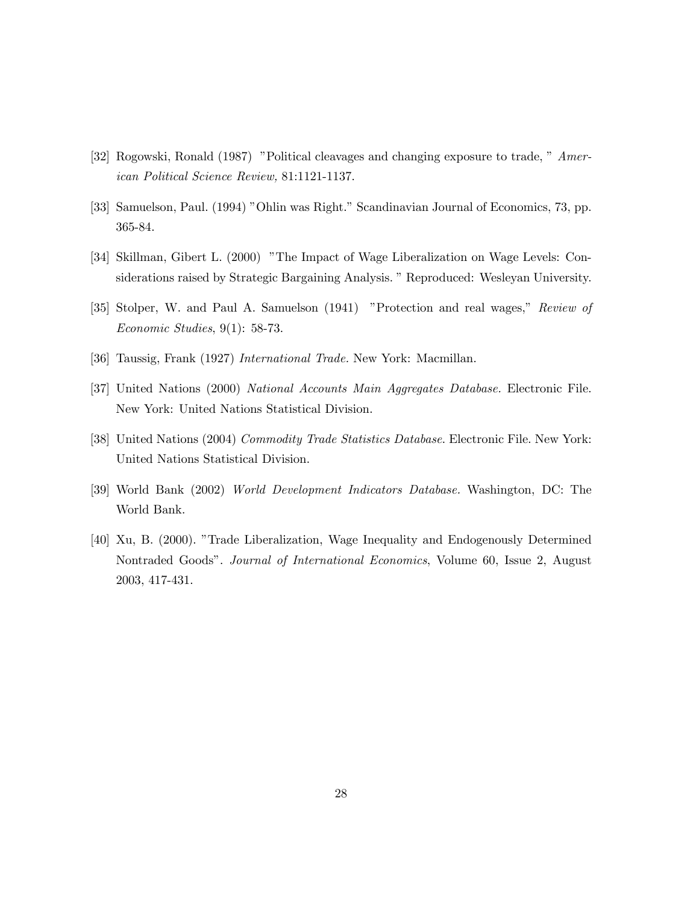[32] Rogowski, Ronald (1987) "Political cleavages and changing exposure to trade," *American Political Science Review,* 81:1121-1137.

[33] Samuelson, Paul. (1994) "Ohlin was Right." Scandinavian Journal of Economics, 73, pp. 365-84.

[34] Skillman, Gibert L. (2000) "The Impact of Wage Liberalization on Wage Levels: Considerations raised by Strategic Bargaining Analysis." Reproduced: Wesleyan University.

[35] Stolper, W. and Paul A. Samuelson (1941) "Protection and real wages," *Review of Economic Studies*, 9(1): 58-73.

[36] Taussig, Frank (1927) *International Trade.* New York: Macmillan.

[37] United Nations (2000) *National Accounts Main Aggregates Database.* Electronic File. New York: United Nations Statistical Division.

[38] United Nations (2004) *Commodity Trade Statistics Database*. Electronic File. New York: United Nations Statistical Division.

[39] World Bank (2002) *World Development Indicators Database.* Washington, DC: The World Bank.

[40] Xu, B. (2000). "Trade Liberalization, Wage Inequality and Endogenously Determined Nontraded Goods". *Journal of International Economics*, Volume 60, Issue 2, August 2003, 417-431.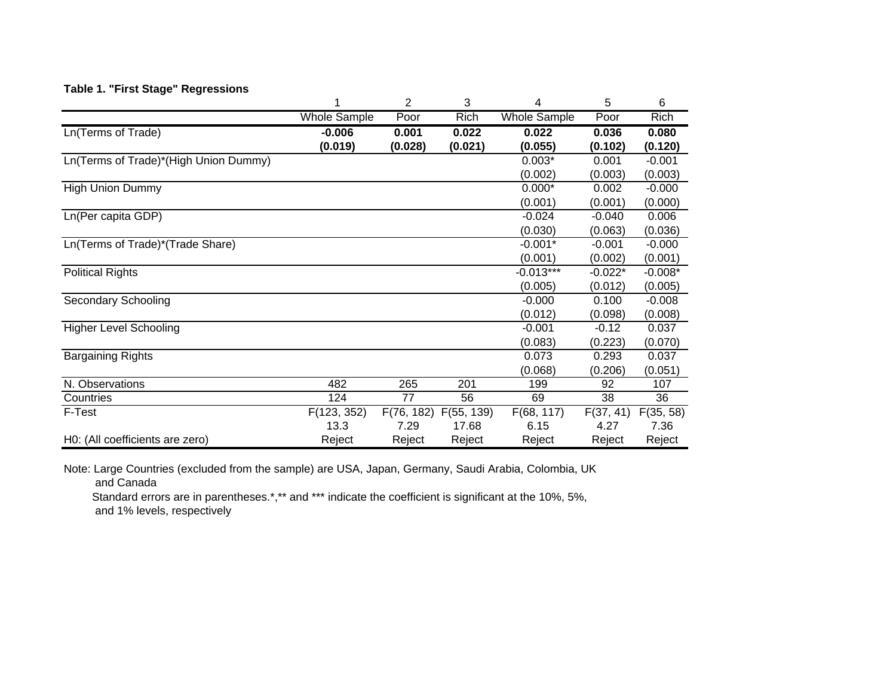**Table 1. "First Stage" Regressions**

| | 1 | 2 | 3 | 4 | 5 | 6 |
|---|---|---|---|---|---|---|
| | Whole Sample | Poor | Rich | Whole Sample | Poor | Rich |
| Ln(Terms of Trade) | **-0.006** | **0.001** | **0.022** | **0.022** | **0.036** | **0.080** |
| | **(0.019)** | **(0.028)** | **(0.021)** | **(0.055)** | **(0.102)** | **(0.120)** |
| Ln(Terms of Trade)*(High Union Dummy) | | | | 0.003* | 0.001 | -0.001 |
| | | | | (0.002) | (0.003) | (0.003) |
| High Union Dummy | | | | 0.000* | 0.002 | -0.000 |
| | | | | (0.001) | (0.001) | (0.000) |
| Ln(Per capita GDP) | | | | -0.024 | -0.040 | 0.006 |
| | | | | (0.030) | (0.063) | (0.036) |
| Ln(Terms of Trade)*(Trade Share) | | | | -0.001* | -0.001 | -0.000 |
| | | | | (0.001) | (0.002) | (0.001) |
| Political Rights | | | | -0.013*** | -0.022* | -0.008* |
| | | | | (0.005) | (0.012) | (0.005) |
| Secondary Schooling | | | | -0.000 | 0.100 | -0.008 |
| | | | | (0.012) | (0.098) | (0.008) |
| Higher Level Schooling | | | | -0.001 | -0.12 | 0.037 |
| | | | | (0.083) | (0.223) | (0.070) |
| Bargaining Rights | | | | 0.073 | 0.293 | 0.037 |
| | | | | (0.068) | (0.206) | (0.051) |
| N. Observations | 482 | 265 | 201 | 199 | 92 | 107 |
| Countries | 124 | 77 | 56 | 69 | 38 | 36 |
| F-Test | F(123, 352) | F(76, 182) | F(55, 139) | F(68, 117) | F(37, 41) | F(35, 58) |
| | 13.3 | 7.29 | 17.68 | 6.15 | 4.27 | 7.36 |
| H0: (All coefficients are zero) | Reject | Reject | Reject | Reject | Reject | Reject |

Note: Large Countries (excluded from the sample) are USA, Japan, Germany, Saudi Arabia, Colombia, UK and Canada

Standard errors are in parentheses.*,** and *** indicate the coefficient is significant at the 10%, 5%, and 1% levels, respectively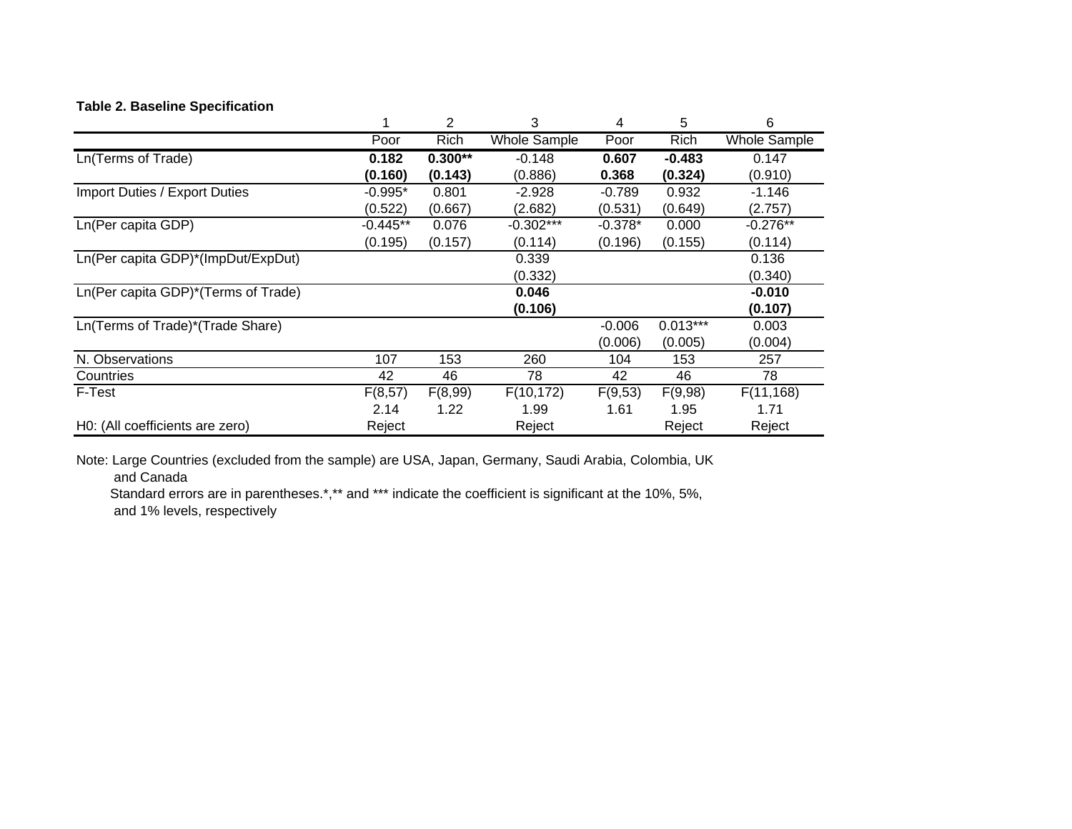**Table 2. Baseline Specification**

| | 1 | 2 | 3 | 4 | 5 | 6 |
|---|---|---|---|---|---|---|
| | Poor | Rich | Whole Sample | Poor | Rich | Whole Sample |
| Ln(Terms of Trade) | **0.182** | **0.300**** | -0.148 | **0.607** | **-0.483** | 0.147 |
| | **(0.160)** | **(0.143)** | (0.886) | **0.368** | **(0.324)** | (0.910) |
| Import Duties / Export Duties | -0.995* | 0.801 | -2.928 | -0.789 | 0.932 | -1.146 |
| | (0.522) | (0.667) | (2.682) | (0.531) | (0.649) | (2.757) |
| Ln(Per capita GDP) | -0.445** | 0.076 | -0.302*** | -0.378* | 0.000 | -0.276** |
| | (0.195) | (0.157) | (0.114) | (0.196) | (0.155) | (0.114) |
| Ln(Per capita GDP)*(ImpDut/ExpDut) | | | 0.339 | | | 0.136 |
| | | | (0.332) | | | (0.340) |
| Ln(Per capita GDP)*(Terms of Trade) | | | **0.046** | | | **-0.010** |
| | | | **(0.106)** | | | **(0.107)** |
| Ln(Terms of Trade)*(Trade Share) | | | | -0.006 | 0.013*** | 0.003 |
| | | | | (0.006) | (0.005) | (0.004) |
| N. Observations | 107 | 153 | 260 | 104 | 153 | 257 |
| Countries | 42 | 46 | 78 | 42 | 46 | 78 |
| F-Test | F(8,57) | F(8,99) | F(10,172) | F(9,53) | F(9,98) | F(11,168) |
| | 2.14 | 1.22 | 1.99 | 1.61 | 1.95 | 1.71 |
| H0: (All coefficients are zero) | Reject | | Reject | | Reject | Reject |

Note: Large Countries (excluded from the sample) are USA, Japan, Germany, Saudi Arabia, Colombia, UK and Canada

Standard errors are in parentheses.*,** and *** indicate the coefficient is significant at the 10%, 5%, and 1% levels, respectively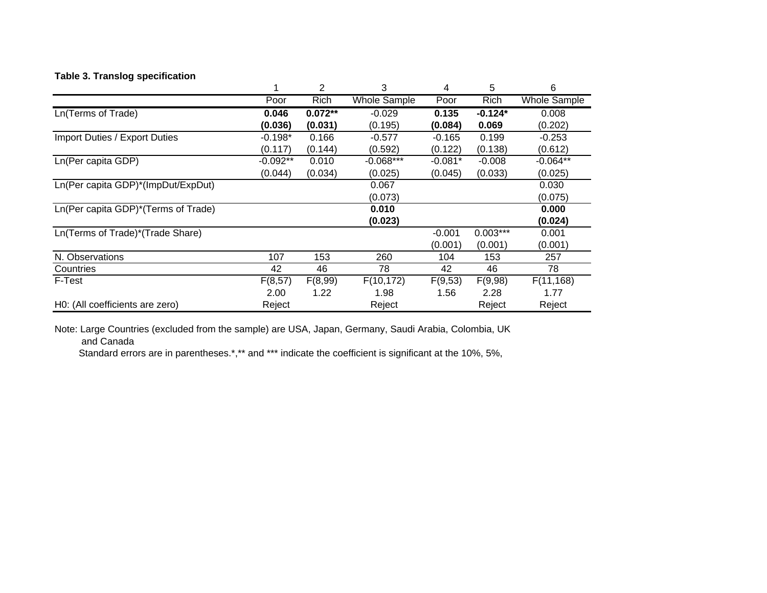**Table 3. Translog specification**

| | 1 | 2 | 3 | 4 | 5 | 6 |
|---|---|---|---|---|---|---|
| | Poor | Rich | Whole Sample | Poor | Rich | Whole Sample |
| Ln(Terms of Trade) | **0.046** | **0.072**** | -0.029 | **0.135** | **-0.124*** | 0.008 |
| | **(0.036)** | **(0.031)** | (0.195) | **(0.084)** | **0.069** | (0.202) |
| Import Duties / Export Duties | -0.198* | 0.166 | -0.577 | -0.165 | 0.199 | -0.253 |
| | (0.117) | (0.144) | (0.592) | (0.122) | (0.138) | (0.612) |
| Ln(Per capita GDP) | -0.092** | 0.010 | -0.068*** | -0.081* | -0.008 | -0.064** |
| | (0.044) | (0.034) | (0.025) | (0.045) | (0.033) | (0.025) |
| Ln(Per capita GDP)*(ImpDut/ExpDut) | | | 0.067 | | | 0.030 |
| | | | (0.073) | | | (0.075) |
| Ln(Per capita GDP)*(Terms of Trade) | | | **0.010** | | | **0.000** |
| | | | **(0.023)** | | | **(0.024)** |
| Ln(Terms of Trade)*(Trade Share) | | | | -0.001 | 0.003*** | 0.001 |
| | | | | (0.001) | (0.001) | (0.001) |
| N. Observations | 107 | 153 | 260 | 104 | 153 | 257 |
| Countries | 42 | 46 | 78 | 42 | 46 | 78 |
| F-Test | $F(8,57)$ | $F(8,99)$ | $F(10,172)$ | $F(9,53)$ | $F(9,98)$ | $F(11,168)$ |
| | 2.00 | 1.22 | 1.98 | 1.56 | 2.28 | 1.77 |
| H0: (All coefficients are zero) | Reject | | Reject | | Reject | Reject |

Note: Large Countries (excluded from the sample) are USA, Japan, Germany, Saudi Arabia, Colombia, UK and Canada

Standard errors are in parentheses.*,** and *** indicate the coefficient is significant at the 10%, 5%,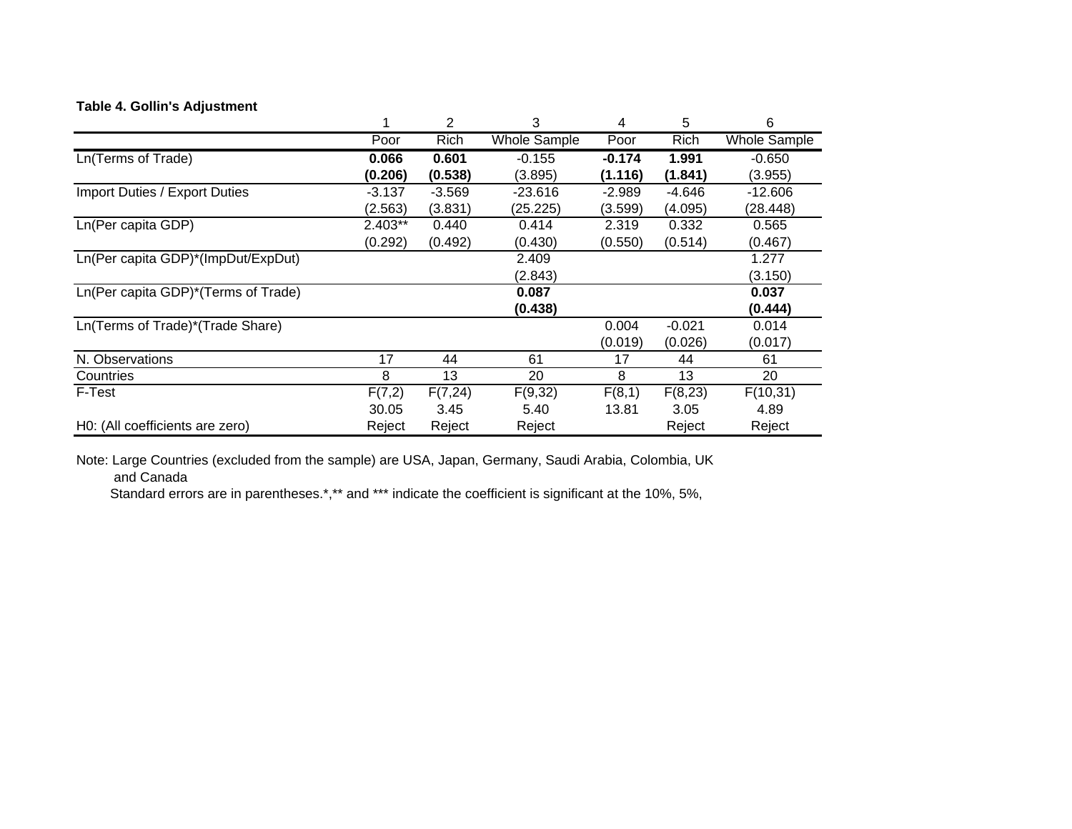**Table 4. Gollin's Adjustment**

| | 1 | 2 | 3 | 4 | 5 | 6 |
|---|---|---|---|---|---|---|
| | Poor | Rich | Whole Sample | Poor | Rich | Whole Sample |
| Ln(Terms of Trade) | **0.066** | **0.601** | -0.155 | **-0.174** | **1.991** | -0.650 |
| | **(0.206)** | **(0.538)** | (3.895) | **(1.116)** | **(1.841)** | (3.955) |
| Import Duties / Export Duties | -3.137 | -3.569 | -23.616 | -2.989 | -4.646 | -12.606 |
| | (2.563) | (3.831) | (25.225) | (3.599) | (4.095) | (28.448) |
| Ln(Per capita GDP) | 2.403** | 0.440 | 0.414 | 2.319 | 0.332 | 0.565 |
| | (0.292) | (0.492) | (0.430) | (0.550) | (0.514) | (0.467) |
| Ln(Per capita GDP)*(ImpDut/ExpDut) | | | 2.409 | | | 1.277 |
| | | | (2.843) | | | (3.150) |
| Ln(Per capita GDP)*(Terms of Trade) | | | **0.087** | | | **0.037** |
| | | | **(0.438)** | | | **(0.444)** |
| Ln(Terms of Trade)*(Trade Share) | | | | 0.004 | -0.021 | 0.014 |
| | | | | (0.019) | (0.026) | (0.017) |
| N. Observations | 17 | 44 | 61 | 17 | 44 | 61 |
| Countries | 8 | 13 | 20 | 8 | 13 | 20 |
| F-Test | $F(7,2)$ | $F(7,24)$ | $F(9,32)$ | $F(8,1)$ | $F(8,23)$ | $F(10,31)$ |
| | 30.05 | 3.45 | 5.40 | 13.81 | 3.05 | 4.89 |
| H0: (All coefficients are zero) | Reject | Reject | Reject | | Reject | Reject |

Note: Large Countries (excluded from the sample) are USA, Japan, Germany, Saudi Arabia, Colombia, UK and Canada

Standard errors are in parentheses.*,** and *** indicate the coefficient is significant at the 10%, 5%,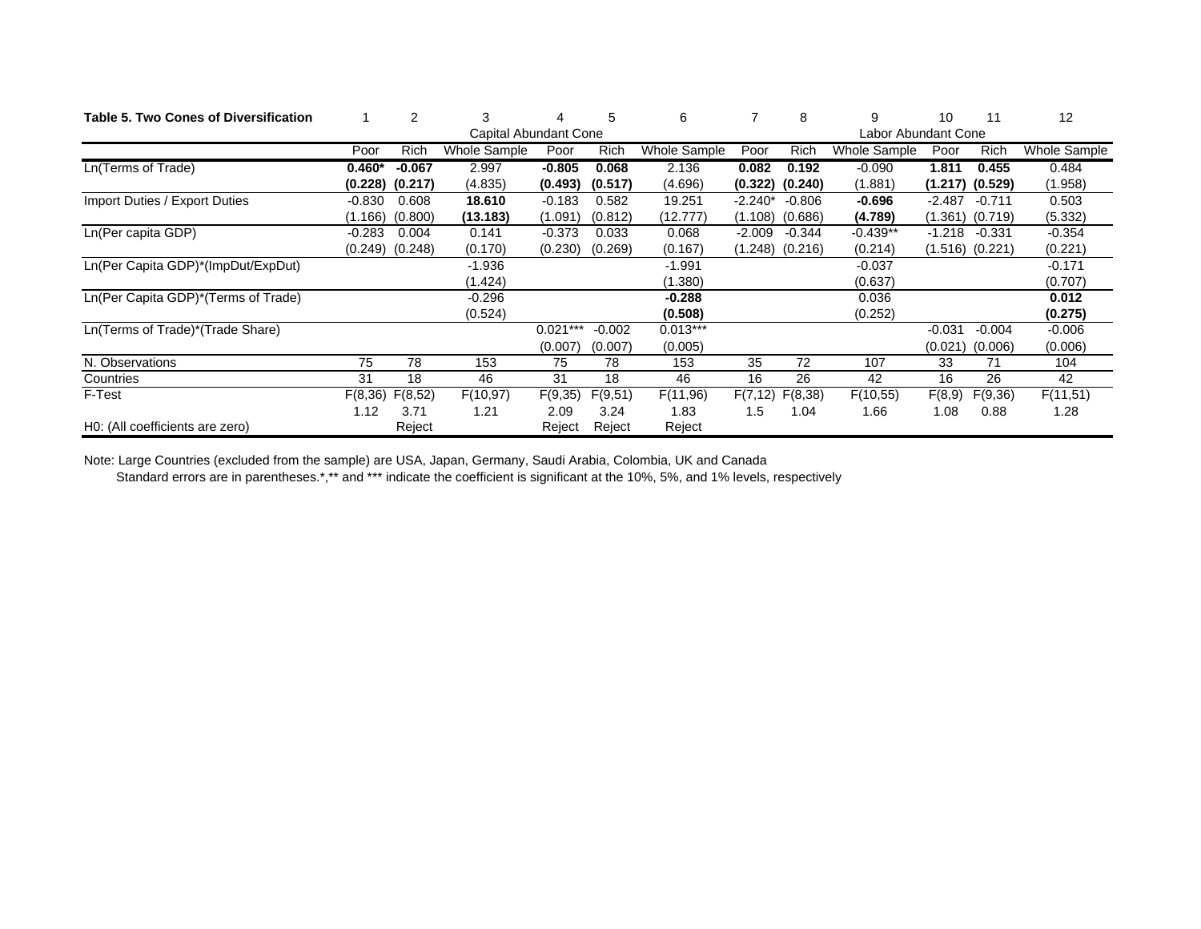| Table 5. Two Cones of Diversification | 1 | 2 | 3 | 4 | 5 | 6 | 7 | 8 | 9 | 10 | 11 | 12 |
|---|---|---|---|---|---|---|---|---|---|---|---|---|
| | Capital Abundant Cone | | | | | | Labor Abundant Cone | | | | | |
| | Poor | Rich | Whole Sample | Poor | Rich | Whole Sample | Poor | Rich | Whole Sample | Poor | Rich | Whole Sample |
| Ln(Terms of Trade) | **0.460*** | **-0.067** | 2.997 | **-0.805** | **0.068** | 2.136 | **0.082** | **0.192** | -0.090 | **1.811** | **0.455** | 0.484 |
| | **(0.228)** | **(0.217)** | (4.835) | **(0.493)** | **(0.517)** | (4.696) | **(0.322)** | **(0.240)** | (1.881) | **(1.217)** | **(0.529)** | (1.958) |
| Import Duties / Export Duties | -0.830 | 0.608 | **18.610** | -0.183 | 0.582 | 19.251 | -2.240* | -0.806 | **-0.696** | -2.487 | -0.711 | 0.503 |
| | (1.166) | (0.800) | **(13.183)** | (1.091) | (0.812) | (12.777) | (1.108) | (0.686) | **(4.789)** | (1.361) | (0.719) | (5.332) |
| Ln(Per capita GDP) | -0.283 | 0.004 | 0.141 | -0.373 | 0.033 | 0.068 | -2.009 | -0.344 | -0.439** | -1.218 | -0.331 | -0.354 |
| | (0.249) | (0.248) | (0.170) | (0.230) | (0.269) | (0.167) | (1.248) | (0.216) | (0.214) | (1.516) | (0.221) | (0.221) |
| Ln(Per Capita GDP)*(ImpDut/ExpDut) | | | -1.936 | | | -1.991 | | | -0.037 | | | -0.171 |
| | | | (1.424) | | | (1.380) | | | (0.637) | | | (0.707) |
| Ln(Per Capita GDP)*(Terms of Trade) | | | -0.296 | | | **-0.288** | | | 0.036 | | | **0.012** |
| | | | (0.524) | | | **(0.508)** | | | (0.252) | | | **(0.275)** |
| Ln(Terms of Trade)*(Trade Share) | | | | 0.021*** | -0.002 | 0.013*** | | | | -0.031 | -0.004 | -0.006 |
| | | | | (0.007) | (0.007) | (0.005) | | | | (0.021) | (0.006) | (0.006) |
| N. Observations | 75 | 78 | 153 | 75 | 78 | 153 | 35 | 72 | 107 | 33 | 71 | 104 |
| Countries | 31 | 18 | 46 | 31 | 18 | 46 | 16 | 26 | 42 | 16 | 26 | 42 |
| F-Test | F(8,36) | F(8,52) | F(10,97) | F(9,35) | F(9,51) | F(11,96) | F(7,12) | F(8,38) | F(10,55) | F(8,9) | F(9,36) | F(11,51) |
| | 1.12 | 3.71 | 1.21 | 2.09 | 3.24 | 1.83 | 1.5 | 1.04 | 1.66 | 1.08 | 0.88 | 1.28 |
| H0: (All coefficients are zero) | | Reject | | Reject | Reject | Reject | | | | | | |

Note: Large Countries (excluded from the sample) are USA, Japan, Germany, Saudi Arabia, Colombia, UK and Canada

Standard errors are in parentheses.*,** and *** indicate the coefficient is significant at the 10%, 5%, and 1% levels, respectively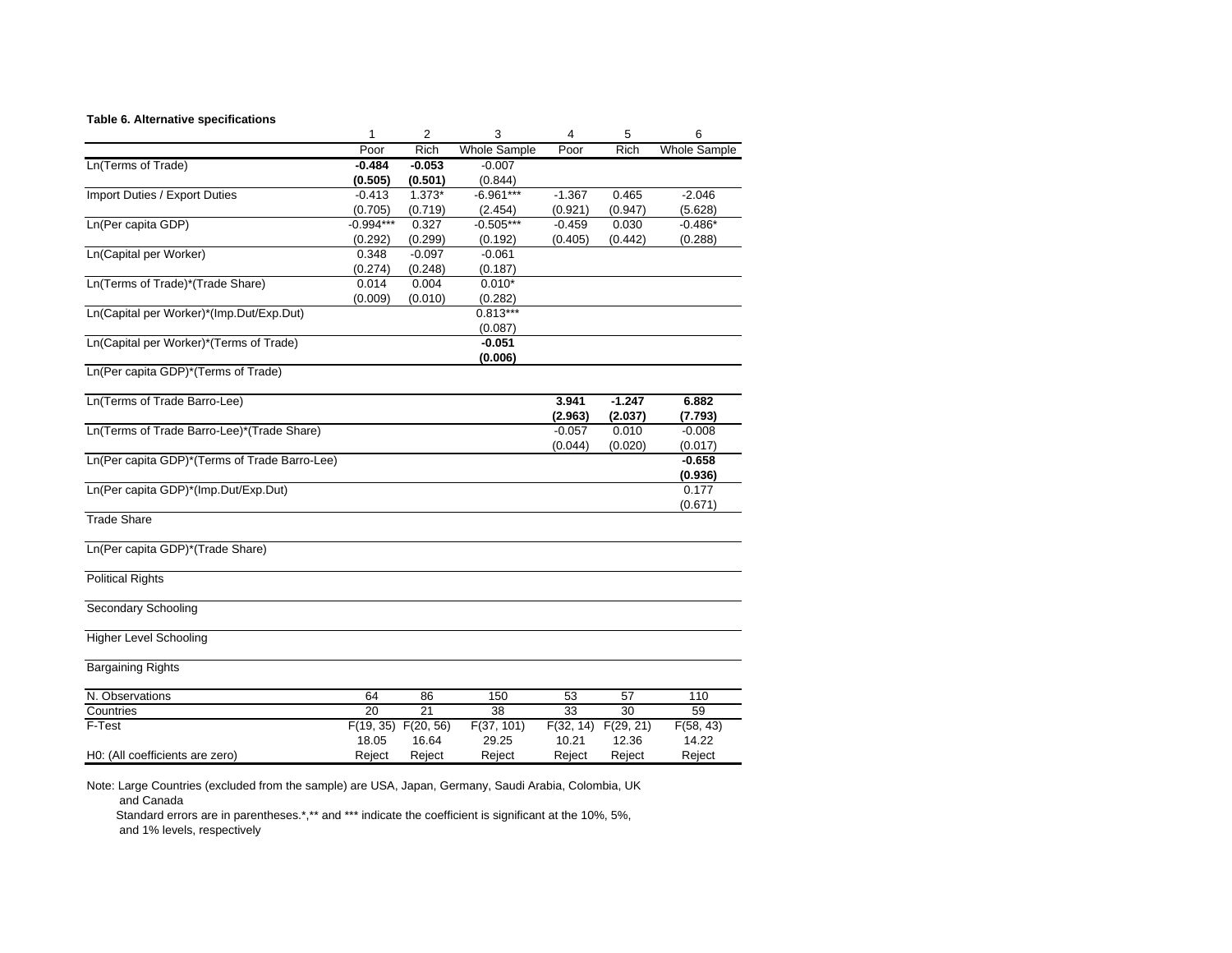**Table 6. Alternative specifications**

| | 1 | 2 | 3 | 4 | 5 | 6 |
|---|---|---|---|---|---|---|
| | Poor | Rich | Whole Sample | Poor | Rich | Whole Sample |
| Ln(Terms of Trade) | **-0.484** | **-0.053** | -0.007 | | | |
| | **(0.505)** | **(0.501)** | (0.844) | | | |
| Import Duties / Export Duties | -0.413 | 1.373* | -6.961*** | -1.367 | 0.465 | -2.046 |
| | (0.705) | (0.719) | (2.454) | (0.921) | (0.947) | (5.628) |
| Ln(Per capita GDP) | -0.994*** | 0.327 | -0.505*** | -0.459 | 0.030 | -0.486* |
| | (0.292) | (0.299) | (0.192) | (0.405) | (0.442) | (0.288) |
| Ln(Capital per Worker) | 0.348 | -0.097 | -0.061 | | | |
| | (0.274) | (0.248) | (0.187) | | | |
| Ln(Terms of Trade)*(Trade Share) | 0.014 | 0.004 | 0.010* | | | |
| | (0.009) | (0.010) | (0.282) | | | |
| Ln(Capital per Worker)*(Imp.Dut/Exp.Dut) | | | 0.813*** | | | |
| | | | (0.087) | | | |
| Ln(Capital per Worker)*(Terms of Trade) | | | **-0.051** | | | |
| | | | **(0.006)** | | | |
| Ln(Per capita GDP)*(Terms of Trade) | | | | | | |
| Ln(Terms of Trade Barro-Lee) | | | | **3.941** | **-1.247** | **6.882** |
| | | | | **(2.963)** | **(2.037)** | **(7.793)** |
| Ln(Terms of Trade Barro-Lee)*(Trade Share) | | | | -0.057 | 0.010 | -0.008 |
| | | | | (0.044) | (0.020) | (0.017) |
| Ln(Per capita GDP)*(Terms of Trade Barro-Lee) | | | | | | **-0.658** |
| | | | | | | **(0.936)** |
| Ln(Per capita GDP)*(Imp.Dut/Exp.Dut) | | | | | | 0.177 |
| | | | | | | (0.671) |
| Trade Share | | | | | | |
| Ln(Per capita GDP)*(Trade Share) | | | | | | |
| Political Rights | | | | | | |
| Secondary Schooling | | | | | | |
| Higher Level Schooling | | | | | | |
| Bargaining Rights | | | | | | |
| N. Observations | 64 | 86 | 150 | 53 | 57 | 110 |
| Countries | 20 | 21 | 38 | 33 | 30 | 59 |
| F-Test | F(19, 35) | F(20, 56) | F(37, 101) | F(32, 14) | F(29, 21) | F(58, 43) |
| | 18.05 | 16.64 | 29.25 | 10.21 | 12.36 | 14.22 |
| H0: (All coefficients are zero) | Reject | Reject | Reject | Reject | Reject | Reject |

Note: Large Countries (excluded from the sample) are USA, Japan, Germany, Saudi Arabia, Colombia, UK and Canada

Standard errors are in parentheses.*,** and *** indicate the coefficient is significant at the 10%, 5%, and 1% levels, respectively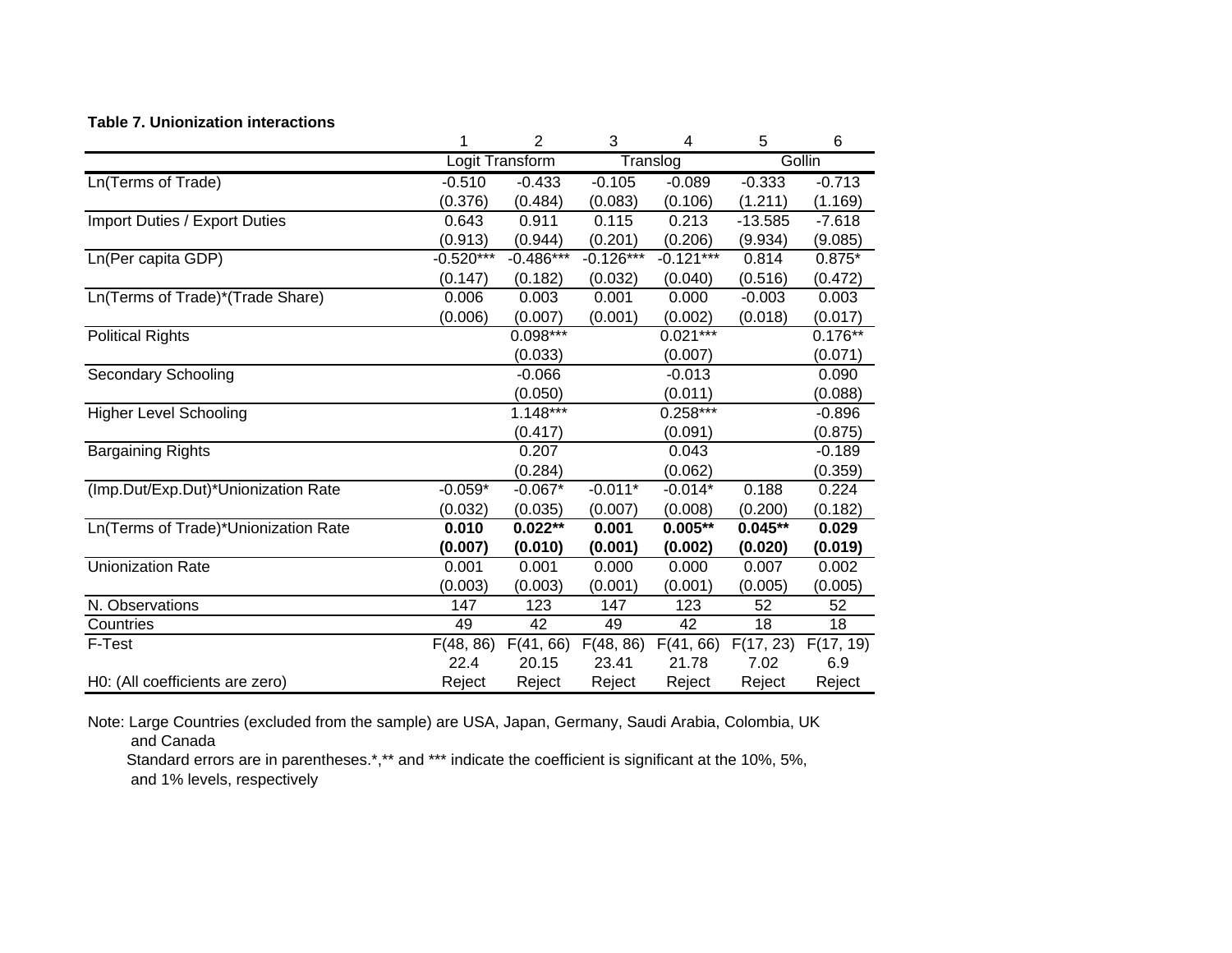**Table 7. Unionization interactions**

| | 1 | 2 | 3 | 4 | 5 | 6 |
|---|---|---|---|---|---|---|
| | Logit Transform | | Translog | | Gollin | |
| Ln(Terms of Trade) | -0.510 | -0.433 | -0.105 | -0.089 | -0.333 | -0.713 |
| | (0.376) | (0.484) | (0.083) | (0.106) | (1.211) | (1.169) |
| Import Duties / Export Duties | 0.643 | 0.911 | 0.115 | 0.213 | -13.585 | -7.618 |
| | (0.913) | (0.944) | (0.201) | (0.206) | (9.934) | (9.085) |
| Ln(Per capita GDP) | -0.520*** | -0.486*** | -0.126*** | -0.121*** | 0.814 | 0.875* |
| | (0.147) | (0.182) | (0.032) | (0.040) | (0.516) | (0.472) |
| Ln(Terms of Trade)*(Trade Share) | 0.006 | 0.003 | 0.001 | 0.000 | -0.003 | 0.003 |
| | (0.006) | (0.007) | (0.001) | (0.002) | (0.018) | (0.017) |
| Political Rights | | 0.098*** | | 0.021*** | | 0.176** |
| | | (0.033) | | (0.007) | | (0.071) |
| Secondary Schooling | | -0.066 | | -0.013 | | 0.090 |
| | | (0.050) | | (0.011) | | (0.088) |
| Higher Level Schooling | | 1.148*** | | 0.258*** | | -0.896 |
| | | (0.417) | | (0.091) | | (0.875) |
| Bargaining Rights | | 0.207 | | 0.043 | | -0.189 |
| | | (0.284) | | (0.062) | | (0.359) |
| (Imp.Dut/Exp.Dut)*Unionization Rate | -0.059* | -0.067* | -0.011* | -0.014* | 0.188 | 0.224 |
| | (0.032) | (0.035) | (0.007) | (0.008) | (0.200) | (0.182) |
| Ln(Terms of Trade)*Unionization Rate | **0.010** | **0.022**** | **0.001** | **0.005**** | **0.045**** | **0.029** |
| | **(0.007)** | **(0.010)** | **(0.001)** | **(0.002)** | **(0.020)** | **(0.019)** |
| Unionization Rate | 0.001 | 0.001 | 0.000 | 0.000 | 0.007 | 0.002 |
| | (0.003) | (0.003) | (0.001) | (0.001) | (0.005) | (0.005) |
| N. Observations | 147 | 123 | 147 | 123 | 52 | 52 |
| Countries | 49 | 42 | 49 | 42 | 18 | 18 |
| F-Test | F(48, 86) | F(41, 66) | F(48, 86) | F(41, 66) | F(17, 23) | F(17, 19) |
| | 22.4 | 20.15 | 23.41 | 21.78 | 7.02 | 6.9 |
| H0: (All coefficients are zero) | Reject | Reject | Reject | Reject | Reject | Reject |

Note: Large Countries (excluded from the sample) are USA, Japan, Germany, Saudi Arabia, Colombia, UK and Canada

Standard errors are in parentheses.*,** and *** indicate the coefficient is significant at the 10%, 5%, and 1% levels, respectively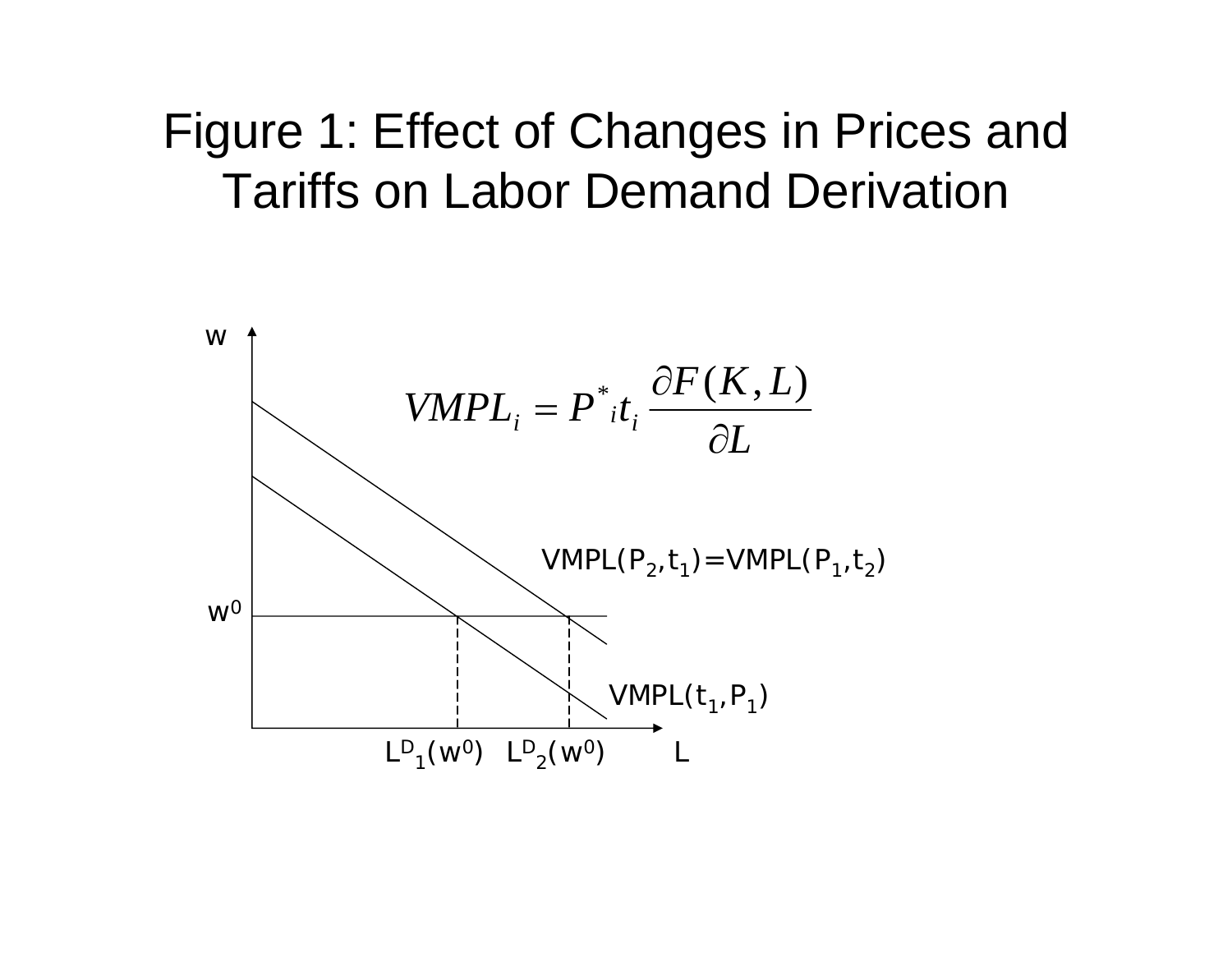# Figure 1: Effect of Changes in Prices and Tariffs on Labor Demand Derivation

$$VMPL_i = P^*{}_i t_i \frac{\partial F(K,L)}{\partial L}$$

w

$w^0$

$VMPL(P_2,t_1)=VMPL(P_1,t_2)$

$VMPL(t_1,P_1)$

$L^D{}_1(w^0)$ $L^D{}_2(w^0)$ L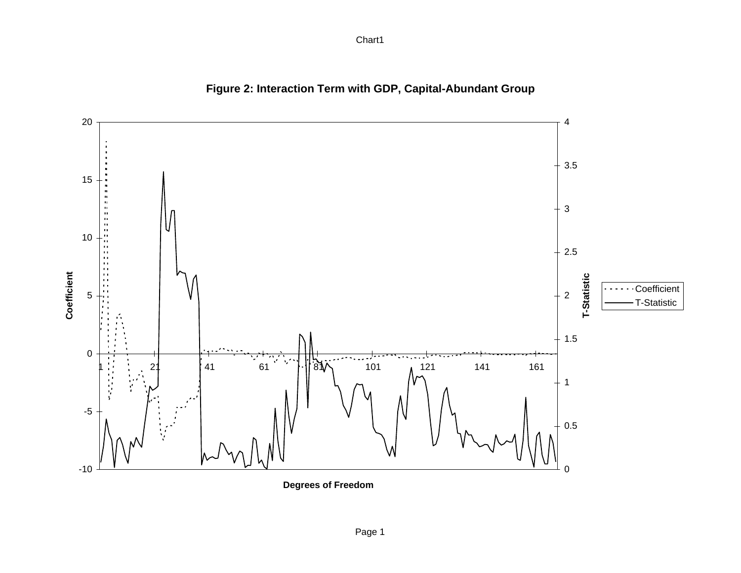**Figure 2: Interaction Term with GDP, Capital-Abundant Group**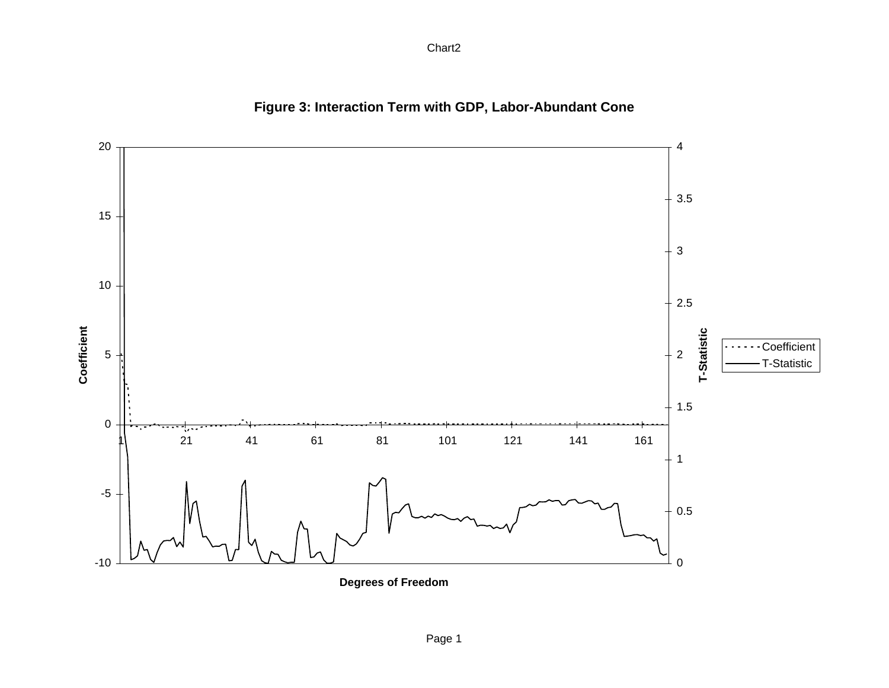Chart2

**Figure 3: Interaction Term with GDP, Labor-Abundant Cone**

Coefficient

20
15
10
5
0
-5
-10

T-Statistic

4
3.5
3
2.5
2
1.5
1
0.5
0

1
21
41
61
81
101
121
141
161

Degrees of Freedom

Coefficient
T-Statistic